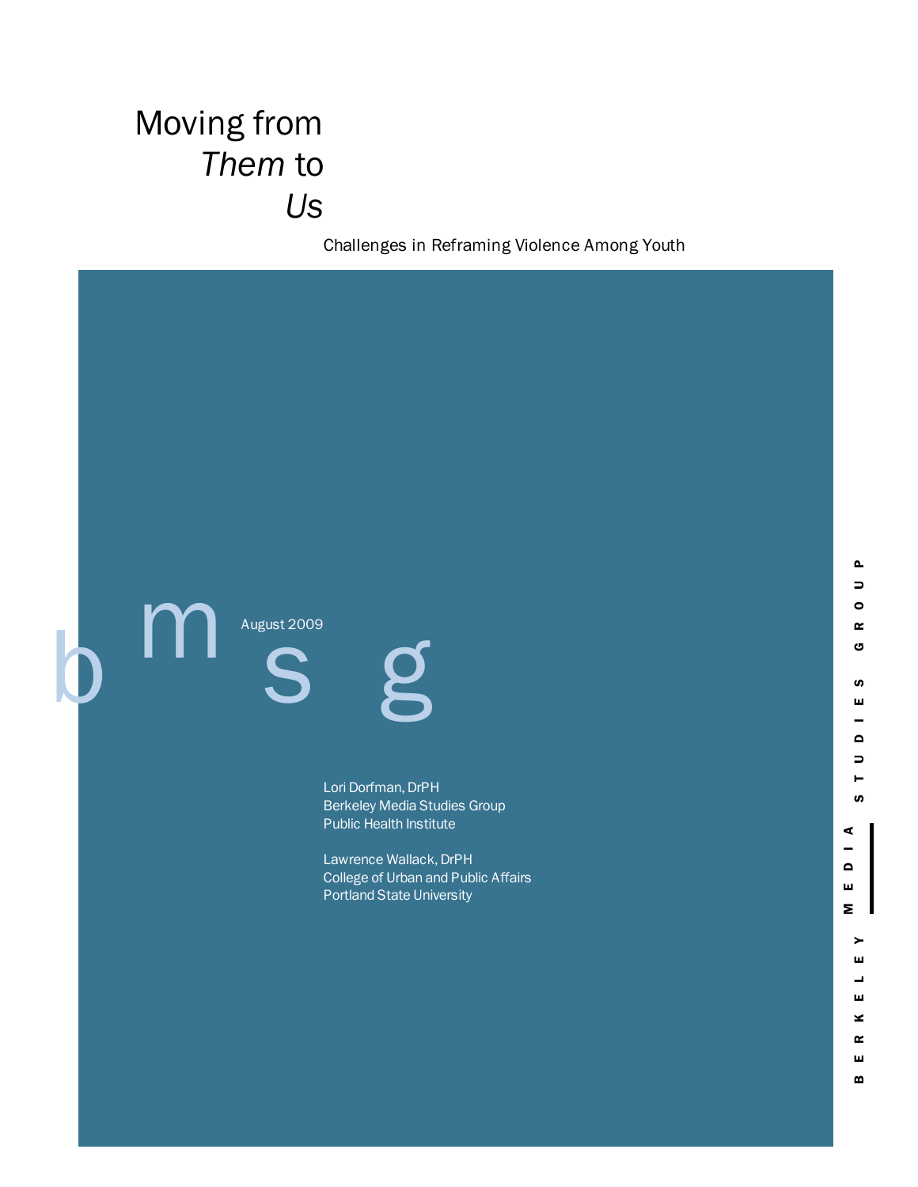# Moving from *Them* to *Us*

## Challenges in Reframing Violence Among Youth

bmsg

August 2009

Lori Dorfman, DrPH
Berkeley Media Studies Group
Public Health Institute

Lawrence Wallack, DrPH
College of Urban and Public Affairs
Portland State University

BERKELEY MEDIA STUDIES GROUP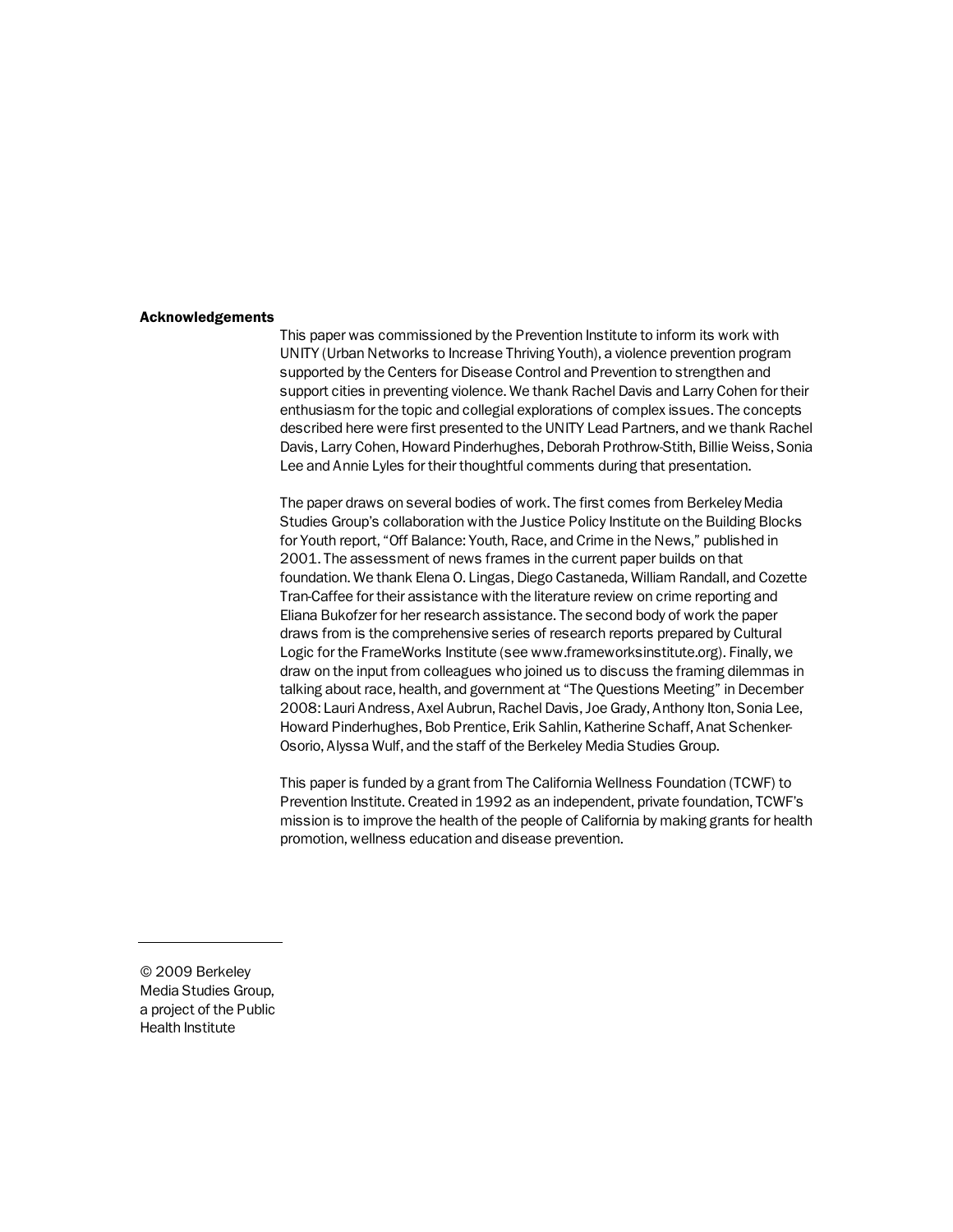**Acknowledgements**

This paper was commissioned by the Prevention Institute to inform its work with UNITY (Urban Networks to Increase Thriving Youth), a violence prevention program supported by the Centers for Disease Control and Prevention to strengthen and support cities in preventing violence. We thank Rachel Davis and Larry Cohen for their enthusiasm for the topic and collegial explorations of complex issues. The concepts described here were first presented to the UNITY Lead Partners, and we thank Rachel Davis, Larry Cohen, Howard Pinderhughes, Deborah Prothrow-Stith, Billie Weiss, Sonia Lee and Annie Lyles for their thoughtful comments during that presentation.

The paper draws on several bodies of work. The first comes from Berkeley Media Studies Group's collaboration with the Justice Policy Institute on the Building Blocks for Youth report, "Off Balance: Youth, Race, and Crime in the News," published in 2001. The assessment of news frames in the current paper builds on that foundation. We thank Elena O. Lingas, Diego Castaneda, William Randall, and Cozette Tran-Caffee for their assistance with the literature review on crime reporting and Eliana Bukofzer for her research assistance. The second body of work the paper draws from is the comprehensive series of research reports prepared by Cultural Logic for the FrameWorks Institute (see www.frameworksinstitute.org). Finally, we draw on the input from colleagues who joined us to discuss the framing dilemmas in talking about race, health, and government at "The Questions Meeting" in December 2008: Lauri Andress, Axel Aubrun, Rachel Davis, Joe Grady, Anthony Iton, Sonia Lee, Howard Pinderhughes, Bob Prentice, Erik Sahlin, Katherine Schaff, Anat Schenker-Osorio, Alyssa Wulf, and the staff of the Berkeley Media Studies Group.

This paper is funded by a grant from The California Wellness Foundation (TCWF) to Prevention Institute. Created in 1992 as an independent, private foundation, TCWF's mission is to improve the health of the people of California by making grants for health promotion, wellness education and disease prevention.

---

© 2009 Berkeley Media Studies Group, a project of the Public Health Institute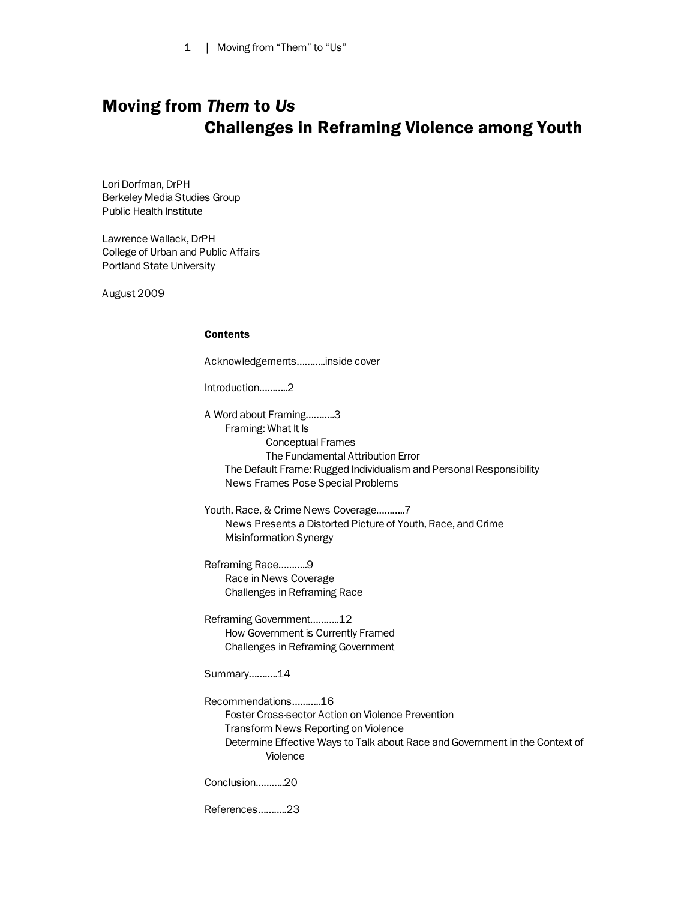# Moving from *Them* to *Us*
## Challenges in Reframing Violence among Youth

Lori Dorfman, DrPH
Berkeley Media Studies Group
Public Health Institute

Lawrence Wallack, DrPH
College of Urban and Public Affairs
Portland State University

August 2009

**Contents**

Acknowledgements..........inside cover

Introduction..........2

A Word about Framing..........3
- Framing: What It Is
  - Conceptual Frames
  - The Fundamental Attribution Error
- The Default Frame: Rugged Individualism and Personal Responsibility
- News Frames Pose Special Problems

Youth, Race, & Crime News Coverage..........7
- News Presents a Distorted Picture of Youth, Race, and Crime
- Misinformation Synergy

Reframing Race..........9
- Race in News Coverage
- Challenges in Reframing Race

Reframing Government..........12
- How Government is Currently Framed
- Challenges in Reframing Government

Summary..........14

Recommendations..........16
- Foster Cross-sector Action on Violence Prevention
- Transform News Reporting on Violence
- Determine Effective Ways to Talk about Race and Government in the Context of Violence

Conclusion..........20

References..........23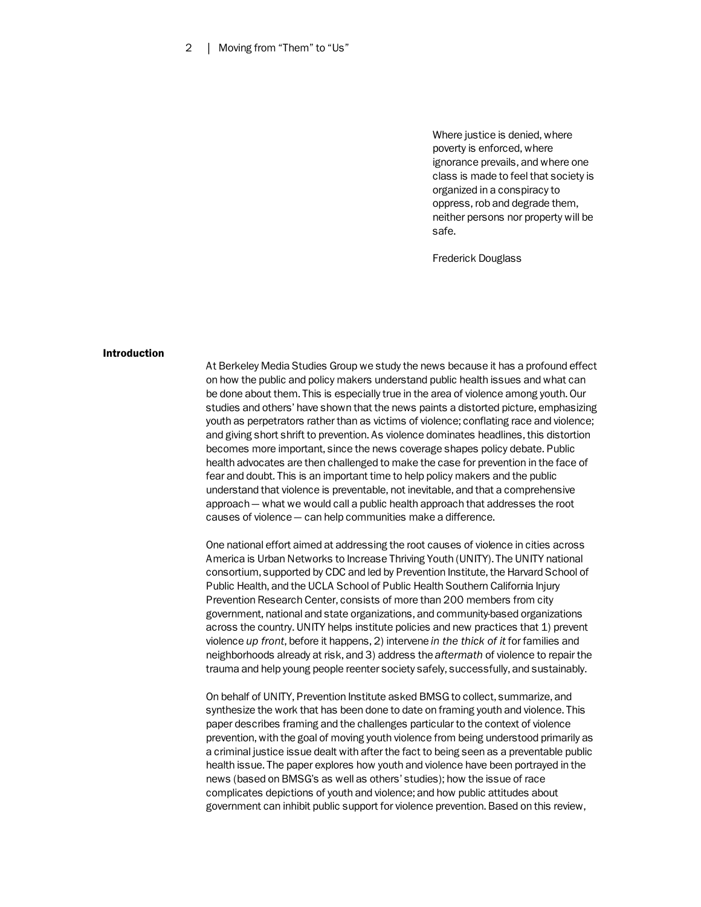> Where justice is denied, where poverty is enforced, where ignorance prevails, and where one class is made to feel that society is organized in a conspiracy to oppress, rob and degrade them, neither persons nor property will be safe.
>
> Frederick Douglass

## Introduction

At Berkeley Media Studies Group we study the news because it has a profound effect on how the public and policy makers understand public health issues and what can be done about them. This is especially true in the area of violence among youth. Our studies and others' have shown that the news paints a distorted picture, emphasizing youth as perpetrators rather than as victims of violence; conflating race and violence; and giving short shrift to prevention. As violence dominates headlines, this distortion becomes more important, since the news coverage shapes policy debate. Public health advocates are then challenged to make the case for prevention in the face of fear and doubt. This is an important time to help policy makers and the public understand that violence is preventable, not inevitable, and that a comprehensive approach — what we would call a public health approach that addresses the root causes of violence — can help communities make a difference.

One national effort aimed at addressing the root causes of violence in cities across America is Urban Networks to Increase Thriving Youth (UNITY). The UNITY national consortium, supported by CDC and led by Prevention Institute, the Harvard School of Public Health, and the UCLA School of Public Health Southern California Injury Prevention Research Center, consists of more than 200 members from city government, national and state organizations, and community-based organizations across the country. UNITY helps institute policies and new practices that 1) prevent violence *up front*, before it happens, 2) intervene *in the thick of it* for families and neighborhoods already at risk, and 3) address the *aftermath* of violence to repair the trauma and help young people reenter society safely, successfully, and sustainably.

On behalf of UNITY, Prevention Institute asked BMSG to collect, summarize, and synthesize the work that has been done to date on framing youth and violence. This paper describes framing and the challenges particular to the context of violence prevention, with the goal of moving youth violence from being understood primarily as a criminal justice issue dealt with after the fact to being seen as a preventable public health issue. The paper explores how youth and violence have been portrayed in the news (based on BMSG's as well as others' studies); how the issue of race complicates depictions of youth and violence; and how public attitudes about government can inhibit public support for violence prevention. Based on this review,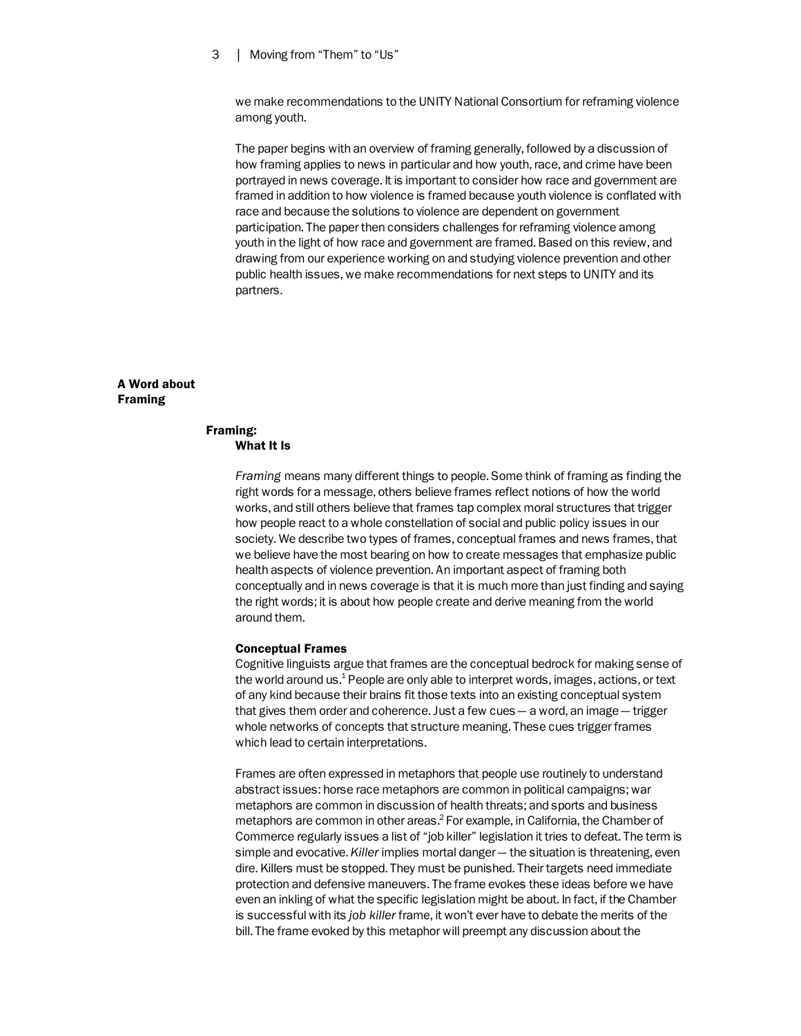we make recommendations to the UNITY National Consortium for reframing violence among youth.

The paper begins with an overview of framing generally, followed by a discussion of how framing applies to news in particular and how youth, race, and crime have been portrayed in news coverage. It is important to consider how race and government are framed in addition to how violence is framed because youth violence is conflated with race and because the solutions to violence are dependent on government participation. The paper then considers challenges for reframing violence among youth in the light of how race and government are framed. Based on this review, and drawing from our experience working on and studying violence prevention and other public health issues, we make recommendations for next steps to UNITY and its partners.

## A Word about Framing

### Framing: What It Is

*Framing* means many different things to people. Some think of framing as finding the right words for a message, others believe frames reflect notions of how the world works, and still others believe that frames tap complex moral structures that trigger how people react to a whole constellation of social and public policy issues in our society. We describe two types of frames, conceptual frames and news frames, that we believe have the most bearing on how to create messages that emphasize public health aspects of violence prevention. An important aspect of framing both conceptually and in news coverage is that it is much more than just finding and saying the right words; it is about how people create and derive meaning from the world around them.

#### Conceptual Frames

Cognitive linguists argue that frames are the conceptual bedrock for making sense of the world around us.[1] People are only able to interpret words, images, actions, or text of any kind because their brains fit those texts into an existing conceptual system that gives them order and coherence. Just a few cues — a word, an image — trigger whole networks of concepts that structure meaning. These cues trigger frames which lead to certain interpretations.

Frames are often expressed in metaphors that people use routinely to understand abstract issues: horse race metaphors are common in political campaigns; war metaphors are common in discussion of health threats; and sports and business metaphors are common in other areas.[2] For example, in California, the Chamber of Commerce regularly issues a list of "job killer" legislation it tries to defeat. The term is simple and evocative. *Killer* implies mortal danger — the situation is threatening, even dire. Killers must be stopped. They must be punished. Their targets need immediate protection and defensive maneuvers. The frame evokes these ideas before we have even an inkling of what the specific legislation might be about. In fact, if the Chamber is successful with its *job killer* frame, it won't ever have to debate the merits of the bill. The frame evoked by this metaphor will preempt any discussion about the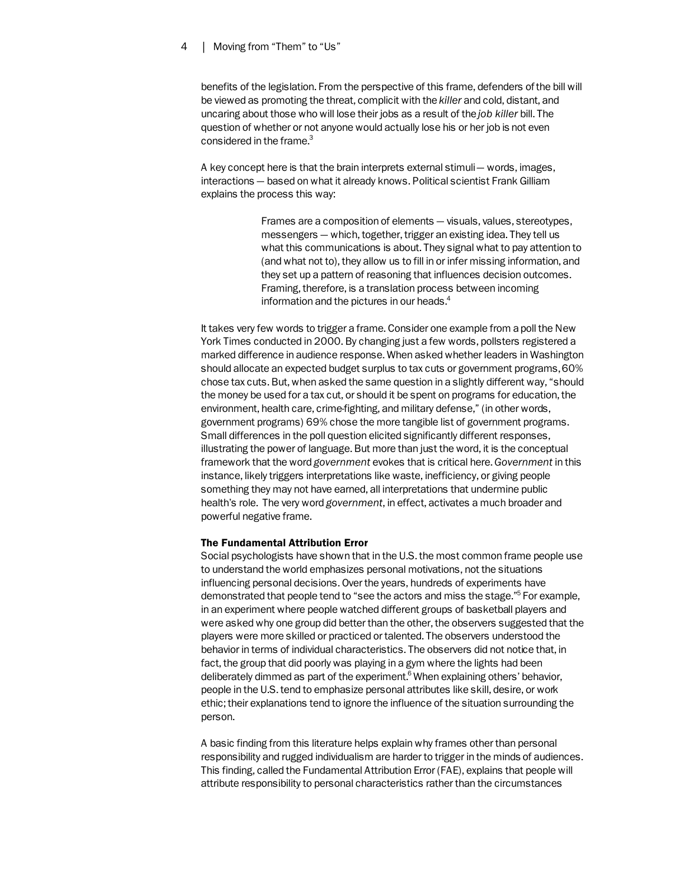benefits of the legislation. From the perspective of this frame, defenders of the bill will be viewed as promoting the threat, complicit with the *killer* and cold, distant, and uncaring about those who will lose their jobs as a result of the *job killer* bill. The question of whether or not anyone would actually lose his or her job is not even considered in the frame.[3]

A key concept here is that the brain interprets external stimuli— words, images, interactions — based on what it already knows. Political scientist Frank Gilliam explains the process this way:

> Frames are a composition of elements — visuals, values, stereotypes, messengers — which, together, trigger an existing idea. They tell us what this communications is about. They signal what to pay attention to (and what not to), they allow us to fill in or infer missing information, and they set up a pattern of reasoning that influences decision outcomes. Framing, therefore, is a translation process between incoming information and the pictures in our heads.[4]

It takes very few words to trigger a frame. Consider one example from a poll the New York Times conducted in 2000. By changing just a few words, pollsters registered a marked difference in audience response. When asked whether leaders in Washington should allocate an expected budget surplus to tax cuts or government programs, 60% chose tax cuts. But, when asked the same question in a slightly different way, "should the money be used for a tax cut, or should it be spent on programs for education, the environment, health care, crime-fighting, and military defense," (in other words, government programs) 69% chose the more tangible list of government programs. Small differences in the poll question elicited significantly different responses, illustrating the power of language. But more than just the word, it is the conceptual framework that the word *government* evokes that is critical here. *Government* in this instance, likely triggers interpretations like waste, inefficiency, or giving people something they may not have earned, all interpretations that undermine public health's role. The very word *government*, in effect, activates a much broader and powerful negative frame.

### The Fundamental Attribution Error

Social psychologists have shown that in the U.S. the most common frame people use to understand the world emphasizes personal motivations, not the situations influencing personal decisions. Over the years, hundreds of experiments have demonstrated that people tend to "see the actors and miss the stage."[5] For example, in an experiment where people watched different groups of basketball players and were asked why one group did better than the other, the observers suggested that the players were more skilled or practiced or talented. The observers understood the behavior in terms of individual characteristics. The observers did not notice that, in fact, the group that did poorly was playing in a gym where the lights had been deliberately dimmed as part of the experiment.[6] When explaining others' behavior, people in the U.S. tend to emphasize personal attributes like skill, desire, or work ethic; their explanations tend to ignore the influence of the situation surrounding the person.

A basic finding from this literature helps explain why frames other than personal responsibility and rugged individualism are harder to trigger in the minds of audiences. This finding, called the Fundamental Attribution Error (FAE), explains that people will attribute responsibility to personal characteristics rather than the circumstances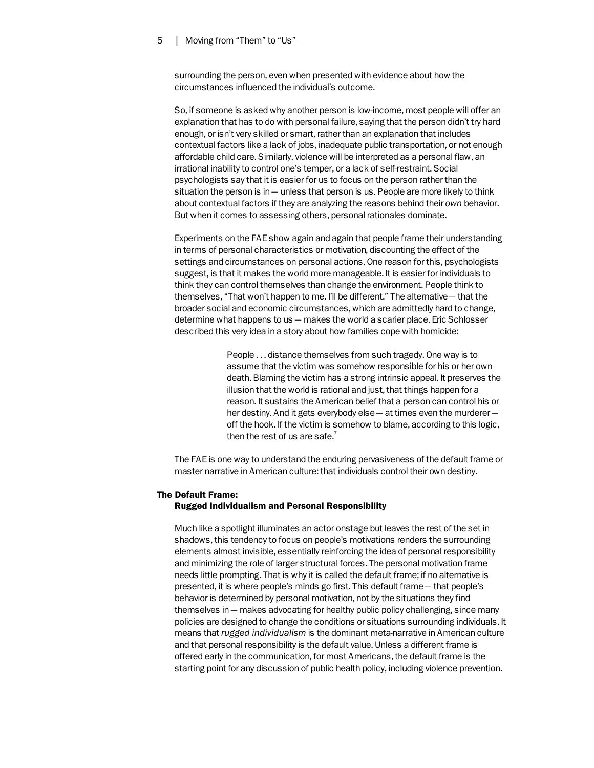surrounding the person, even when presented with evidence about how the circumstances influenced the individual's outcome.

So, if someone is asked why another person is low-income, most people will offer an explanation that has to do with personal failure, saying that the person didn't try hard enough, or isn't very skilled or smart, rather than an explanation that includes contextual factors like a lack of jobs, inadequate public transportation, or not enough affordable child care. Similarly, violence will be interpreted as a personal flaw, an irrational inability to control one's temper, or a lack of self-restraint. Social psychologists say that it is easier for us to focus on the person rather than the situation the person is in — unless that person is us. People are more likely to think about contextual factors if they are analyzing the reasons behind their *own* behavior. But when it comes to assessing others, personal rationales dominate.

Experiments on the FAE show again and again that people frame their understanding in terms of personal characteristics or motivation, discounting the effect of the settings and circumstances on personal actions. One reason for this, psychologists suggest, is that it makes the world more manageable. It is easier for individuals to think they can control themselves than change the environment. People think to themselves, "That won't happen to me. I'll be different." The alternative — that the broader social and economic circumstances, which are admittedly hard to change, determine what happens to us — makes the world a scarier place. Eric Schlosser described this very idea in a story about how families cope with homicide:

> People . . . distance themselves from such tragedy. One way is to assume that the victim was somehow responsible for his or her own death. Blaming the victim has a strong intrinsic appeal. It preserves the illusion that the world is rational and just, that things happen for a reason. It sustains the American belief that a person can control his or her destiny. And it gets everybody else — at times even the murderer — off the hook. If the victim is somehow to blame, according to this logic, then the rest of us are safe.[7]

The FAE is one way to understand the enduring pervasiveness of the default frame or master narrative in American culture: that individuals control their own destiny.

## The Default Frame: Rugged Individualism and Personal Responsibility

Much like a spotlight illuminates an actor onstage but leaves the rest of the set in shadows, this tendency to focus on people's motivations renders the surrounding elements almost invisible, essentially reinforcing the idea of personal responsibility and minimizing the role of larger structural forces. The personal motivation frame needs little prompting. That is why it is called the default frame; if no alternative is presented, it is where people's minds go first. This default frame — that people's behavior is determined by personal motivation, not by the situations they find themselves in — makes advocating for healthy public policy challenging, since many policies are designed to change the conditions or situations surrounding individuals. It means that *rugged individualism* is the dominant meta-narrative in American culture and that personal responsibility is the default value. Unless a different frame is offered early in the communication, for most Americans, the default frame is the starting point for any discussion of public health policy, including violence prevention.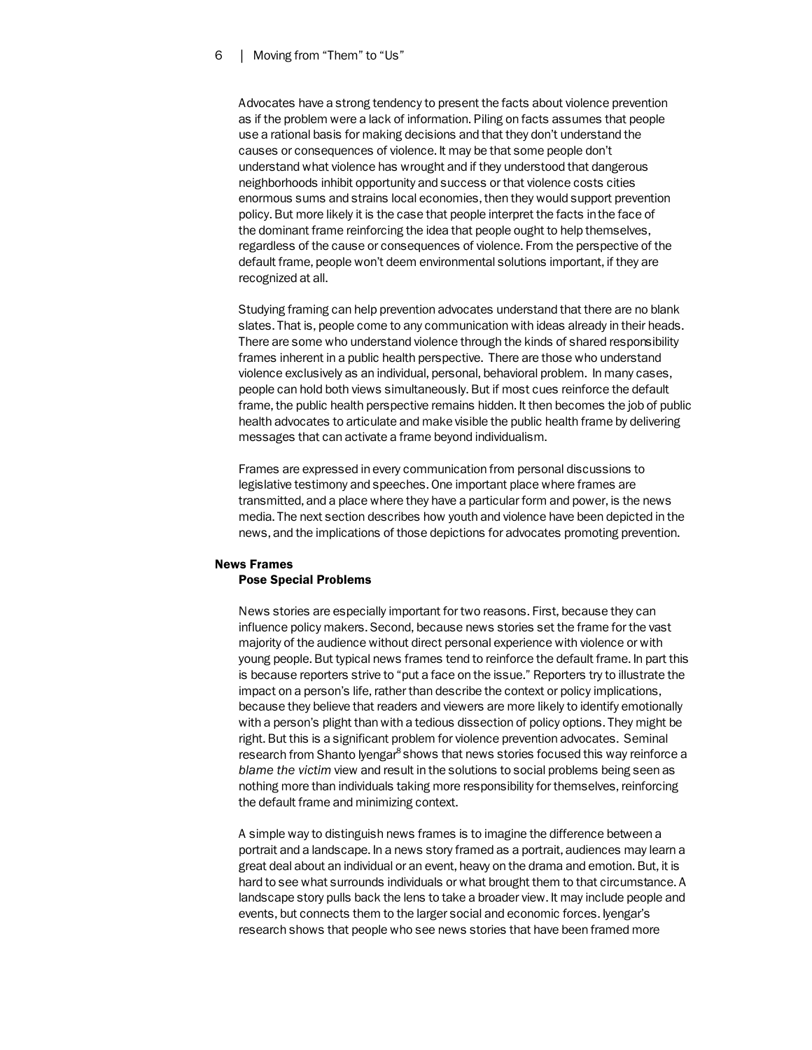Advocates have a strong tendency to present the facts about violence prevention as if the problem were a lack of information. Piling on facts assumes that people use a rational basis for making decisions and that they don't understand the causes or consequences of violence. It may be that some people don't understand what violence has wrought and if they understood that dangerous neighborhoods inhibit opportunity and success or that violence costs cities enormous sums and strains local economies, then they would support prevention policy. But more likely it is the case that people interpret the facts in the face of the dominant frame reinforcing the idea that people ought to help themselves, regardless of the cause or consequences of violence. From the perspective of the default frame, people won't deem environmental solutions important, if they are recognized at all.

Studying framing can help prevention advocates understand that there are no blank slates. That is, people come to any communication with ideas already in their heads. There are some who understand violence through the kinds of shared responsibility frames inherent in a public health perspective. There are those who understand violence exclusively as an individual, personal, behavioral problem. In many cases, people can hold both views simultaneously. But if most cues reinforce the default frame, the public health perspective remains hidden. It then becomes the job of public health advocates to articulate and make visible the public health frame by delivering messages that can activate a frame beyond individualism.

Frames are expressed in every communication from personal discussions to legislative testimony and speeches. One important place where frames are transmitted, and a place where they have a particular form and power, is the news media. The next section describes how youth and violence have been depicted in the news, and the implications of those depictions for advocates promoting prevention.

## News Frames Pose Special Problems

News stories are especially important for two reasons. First, because they can influence policy makers. Second, because news stories set the frame for the vast majority of the audience without direct personal experience with violence or with young people. But typical news frames tend to reinforce the default frame. In part this is because reporters strive to "put a face on the issue." Reporters try to illustrate the impact on a person's life, rather than describe the context or policy implications, because they believe that readers and viewers are more likely to identify emotionally with a person's plight than with a tedious dissection of policy options. They might be right. But this is a significant problem for violence prevention advocates. Seminal research from Shanto Iyengar[8] shows that news stories focused this way reinforce a *blame the victim* view and result in the solutions to social problems being seen as nothing more than individuals taking more responsibility for themselves, reinforcing the default frame and minimizing context.

A simple way to distinguish news frames is to imagine the difference between a portrait and a landscape. In a news story framed as a portrait, audiences may learn a great deal about an individual or an event, heavy on the drama and emotion. But, it is hard to see what surrounds individuals or what brought them to that circumstance. A landscape story pulls back the lens to take a broader view. It may include people and events, but connects them to the larger social and economic forces. Iyengar's research shows that people who see news stories that have been framed more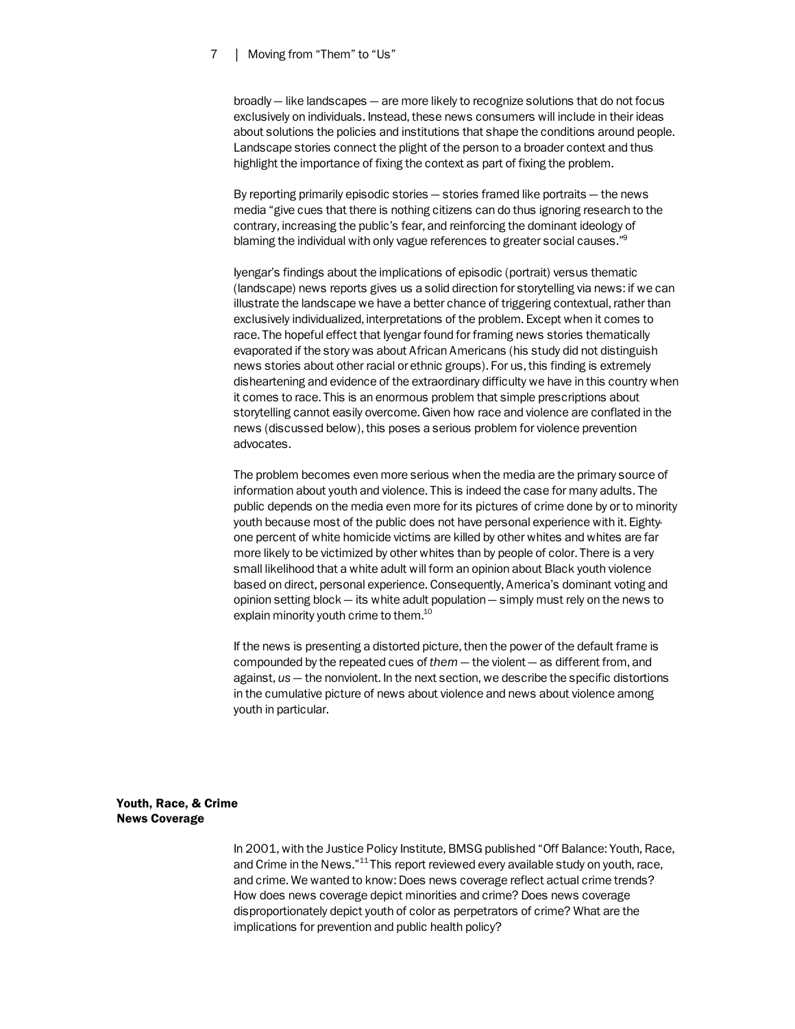broadly — like landscapes — are more likely to recognize solutions that do not focus exclusively on individuals. Instead, these news consumers will include in their ideas about solutions the policies and institutions that shape the conditions around people. Landscape stories connect the plight of the person to a broader context and thus highlight the importance of fixing the context as part of fixing the problem.

By reporting primarily episodic stories — stories framed like portraits — the news media "give cues that there is nothing citizens can do thus ignoring research to the contrary, increasing the public's fear, and reinforcing the dominant ideology of blaming the individual with only vague references to greater social causes."[9]

Iyengar's findings about the implications of episodic (portrait) versus thematic (landscape) news reports gives us a solid direction for storytelling via news: if we can illustrate the landscape we have a better chance of triggering contextual, rather than exclusively individualized, interpretations of the problem. Except when it comes to race. The hopeful effect that Iyengar found for framing news stories thematically evaporated if the story was about African Americans (his study did not distinguish news stories about other racial or ethnic groups). For us, this finding is extremely disheartening and evidence of the extraordinary difficulty we have in this country when it comes to race. This is an enormous problem that simple prescriptions about storytelling cannot easily overcome. Given how race and violence are conflated in the news (discussed below), this poses a serious problem for violence prevention advocates.

The problem becomes even more serious when the media are the primary source of information about youth and violence. This is indeed the case for many adults. The public depends on the media even more for its pictures of crime done by or to minority youth because most of the public does not have personal experience with it. Eighty-one percent of white homicide victims are killed by other whites and whites are far more likely to be victimized by other whites than by people of color. There is a very small likelihood that a white adult will form an opinion about Black youth violence based on direct, personal experience. Consequently, America's dominant voting and opinion setting block — its white adult population — simply must rely on the news to explain minority youth crime to them.[10]

If the news is presenting a distorted picture, then the power of the default frame is compounded by the repeated cues of *them* — the violent — as different from, and against, *us* — the nonviolent. In the next section, we describe the specific distortions in the cumulative picture of news about violence and news about violence among youth in particular.

## Youth, Race, & Crime News Coverage

In 2001, with the Justice Policy Institute, BMSG published "Off Balance: Youth, Race, and Crime in the News."[11] This report reviewed every available study on youth, race, and crime. We wanted to know: Does news coverage reflect actual crime trends? How does news coverage depict minorities and crime? Does news coverage disproportionately depict youth of color as perpetrators of crime? What are the implications for prevention and public health policy?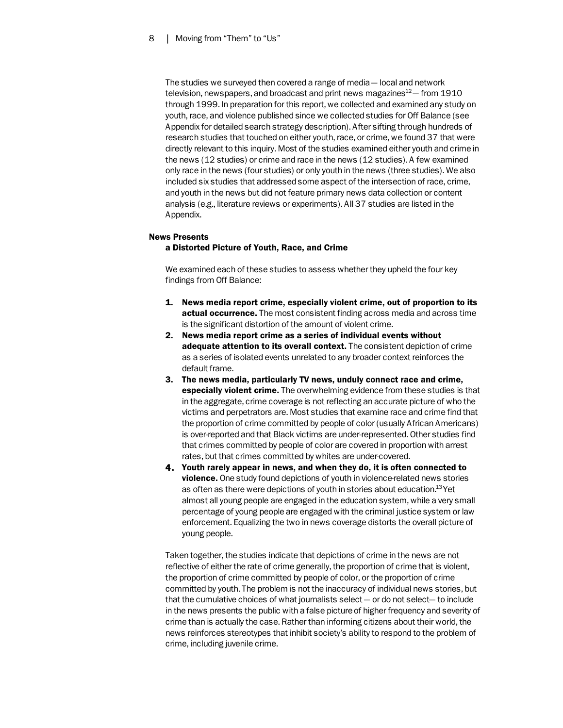The studies we surveyed then covered a range of media — local and network television, newspapers, and broadcast and print news magazines[12] — from 1910 through 1999. In preparation for this report, we collected and examined any study on youth, race, and violence published since we collected studies for Off Balance (see Appendix for detailed search strategy description). After sifting through hundreds of research studies that touched on either youth, race, or crime, we found 37 that were directly relevant to this inquiry. Most of the studies examined either youth and crime in the news (12 studies) or crime and race in the news (12 studies). A few examined only race in the news (four studies) or only youth in the news (three studies). We also included six studies that addressed some aspect of the intersection of race, crime, and youth in the news but did not feature primary news data collection or content analysis (e.g., literature reviews or experiments). All 37 studies are listed in the Appendix.

## News Presents a Distorted Picture of Youth, Race, and Crime

We examined each of these studies to assess whether they upheld the four key findings from Off Balance:

1. **News media report crime, especially violent crime, out of proportion to its actual occurrence.** The most consistent finding across media and across time is the significant distortion of the amount of violent crime.
2. **News media report crime as a series of individual events without adequate attention to its overall context.** The consistent depiction of crime as a series of isolated events unrelated to any broader context reinforces the default frame.
3. **The news media, particularly TV news, unduly connect race and crime, especially violent crime.** The overwhelming evidence from these studies is that in the aggregate, crime coverage is not reflecting an accurate picture of who the victims and perpetrators are. Most studies that examine race and crime find that the proportion of crime committed by people of color (usually African Americans) is over-reported and that Black victims are under-represented. Other studies find that crimes committed by people of color are covered in proportion with arrest rates, but that crimes committed by whites are under-covered.
4. **Youth rarely appear in news, and when they do, it is often connected to violence.** One study found depictions of youth in violence-related news stories as often as there were depictions of youth in stories about education.[13] Yet almost all young people are engaged in the education system, while a very small percentage of young people are engaged with the criminal justice system or law enforcement. Equalizing the two in news coverage distorts the overall picture of young people.

Taken together, the studies indicate that depictions of crime in the news are not reflective of either the rate of crime generally, the proportion of crime that is violent, the proportion of crime committed by people of color, or the proportion of crime committed by youth. The problem is not the inaccuracy of individual news stories, but that the cumulative choices of what journalists select — or do not select— to include in the news presents the public with a false picture of higher frequency and severity of crime than is actually the case. Rather than informing citizens about their world, the news reinforces stereotypes that inhibit society's ability to respond to the problem of crime, including juvenile crime.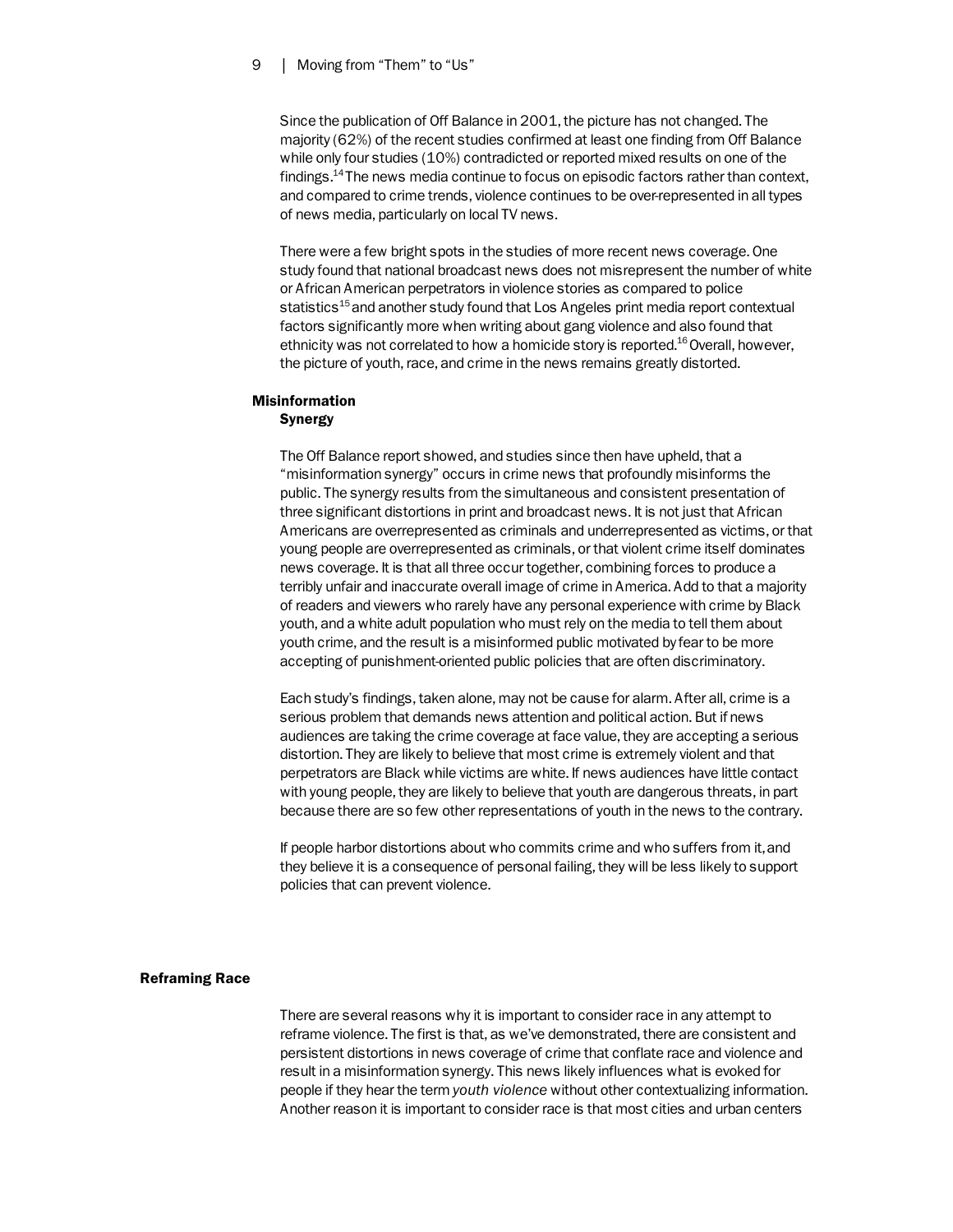Since the publication of Off Balance in 2001, the picture has not changed. The majority (62%) of the recent studies confirmed at least one finding from Off Balance while only four studies (10%) contradicted or reported mixed results on one of the findings.[14] The news media continue to focus on episodic factors rather than context, and compared to crime trends, violence continues to be over-represented in all types of news media, particularly on local TV news.

There were a few bright spots in the studies of more recent news coverage. One study found that national broadcast news does not misrepresent the number of white or African American perpetrators in violence stories as compared to police statistics[15] and another study found that Los Angeles print media report contextual factors significantly more when writing about gang violence and also found that ethnicity was not correlated to how a homicide story is reported.[16] Overall, however, the picture of youth, race, and crime in the news remains greatly distorted.

### Misinformation Synergy

The Off Balance report showed, and studies since then have upheld, that a "misinformation synergy" occurs in crime news that profoundly misinforms the public. The synergy results from the simultaneous and consistent presentation of three significant distortions in print and broadcast news. It is not just that African Americans are overrepresented as criminals and underrepresented as victims, or that young people are overrepresented as criminals, or that violent crime itself dominates news coverage. It is that all three occur together, combining forces to produce a terribly unfair and inaccurate overall image of crime in America. Add to that a majority of readers and viewers who rarely have any personal experience with crime by Black youth, and a white adult population who must rely on the media to tell them about youth crime, and the result is a misinformed public motivated by fear to be more accepting of punishment-oriented public policies that are often discriminatory.

Each study's findings, taken alone, may not be cause for alarm. After all, crime is a serious problem that demands news attention and political action. But if news audiences are taking the crime coverage at face value, they are accepting a serious distortion. They are likely to believe that most crime is extremely violent and that perpetrators are Black while victims are white. If news audiences have little contact with young people, they are likely to believe that youth are dangerous threats, in part because there are so few other representations of youth in the news to the contrary.

If people harbor distortions about who commits crime and who suffers from it, and they believe it is a consequence of personal failing, they will be less likely to support policies that can prevent violence.

## Reframing Race

There are several reasons why it is important to consider race in any attempt to reframe violence. The first is that, as we've demonstrated, there are consistent and persistent distortions in news coverage of crime that conflate race and violence and result in a misinformation synergy. This news likely influences what is evoked for people if they hear the term *youth violence* without other contextualizing information. Another reason it is important to consider race is that most cities and urban centers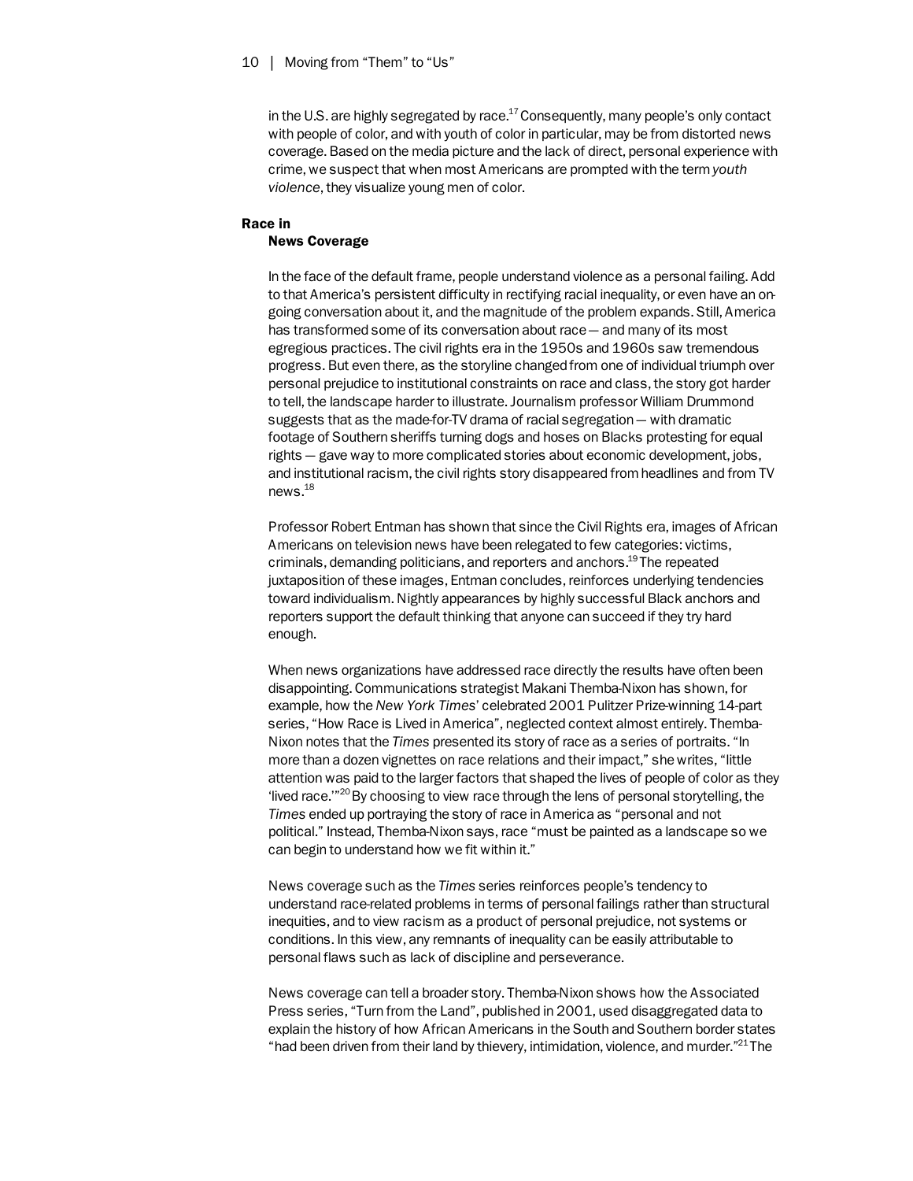in the U.S. are highly segregated by race.[17] Consequently, many people's only contact with people of color, and with youth of color in particular, may be from distorted news coverage. Based on the media picture and the lack of direct, personal experience with crime, we suspect that when most Americans are prompted with the term *youth violence*, they visualize young men of color.

## Race in News Coverage

In the face of the default frame, people understand violence as a personal failing. Add to that America's persistent difficulty in rectifying racial inequality, or even have an on-going conversation about it, and the magnitude of the problem expands. Still, America has transformed some of its conversation about race — and many of its most egregious practices. The civil rights era in the 1950s and 1960s saw tremendous progress. But even there, as the storyline changed from one of individual triumph over personal prejudice to institutional constraints on race and class, the story got harder to tell, the landscape harder to illustrate. Journalism professor William Drummond suggests that as the made-for-TV drama of racial segregation — with dramatic footage of Southern sheriffs turning dogs and hoses on Blacks protesting for equal rights — gave way to more complicated stories about economic development, jobs, and institutional racism, the civil rights story disappeared from headlines and from TV news.[18]

Professor Robert Entman has shown that since the Civil Rights era, images of African Americans on television news have been relegated to few categories: victims, criminals, demanding politicians, and reporters and anchors.[19] The repeated juxtaposition of these images, Entman concludes, reinforces underlying tendencies toward individualism. Nightly appearances by highly successful Black anchors and reporters support the default thinking that anyone can succeed if they try hard enough.

When news organizations have addressed race directly the results have often been disappointing. Communications strategist Makani Themba-Nixon has shown, for example, how the *New York Times*' celebrated 2001 Pulitzer Prize-winning 14-part series, "How Race is Lived in America", neglected context almost entirely. Themba-Nixon notes that the *Times* presented its story of race as a series of portraits. "In more than a dozen vignettes on race relations and their impact," she writes, "little attention was paid to the larger factors that shaped the lives of people of color as they 'lived race.'"[20] By choosing to view race through the lens of personal storytelling, the *Times* ended up portraying the story of race in America as "personal and not political." Instead, Themba-Nixon says, race "must be painted as a landscape so we can begin to understand how we fit within it."

News coverage such as the *Times* series reinforces people's tendency to understand race-related problems in terms of personal failings rather than structural inequities, and to view racism as a product of personal prejudice, not systems or conditions. In this view, any remnants of inequality can be easily attributable to personal flaws such as lack of discipline and perseverance.

News coverage can tell a broader story. Themba-Nixon shows how the Associated Press series, "Turn from the Land", published in 2001, used disaggregated data to explain the history of how African Americans in the South and Southern border states "had been driven from their land by thievery, intimidation, violence, and murder."[21] The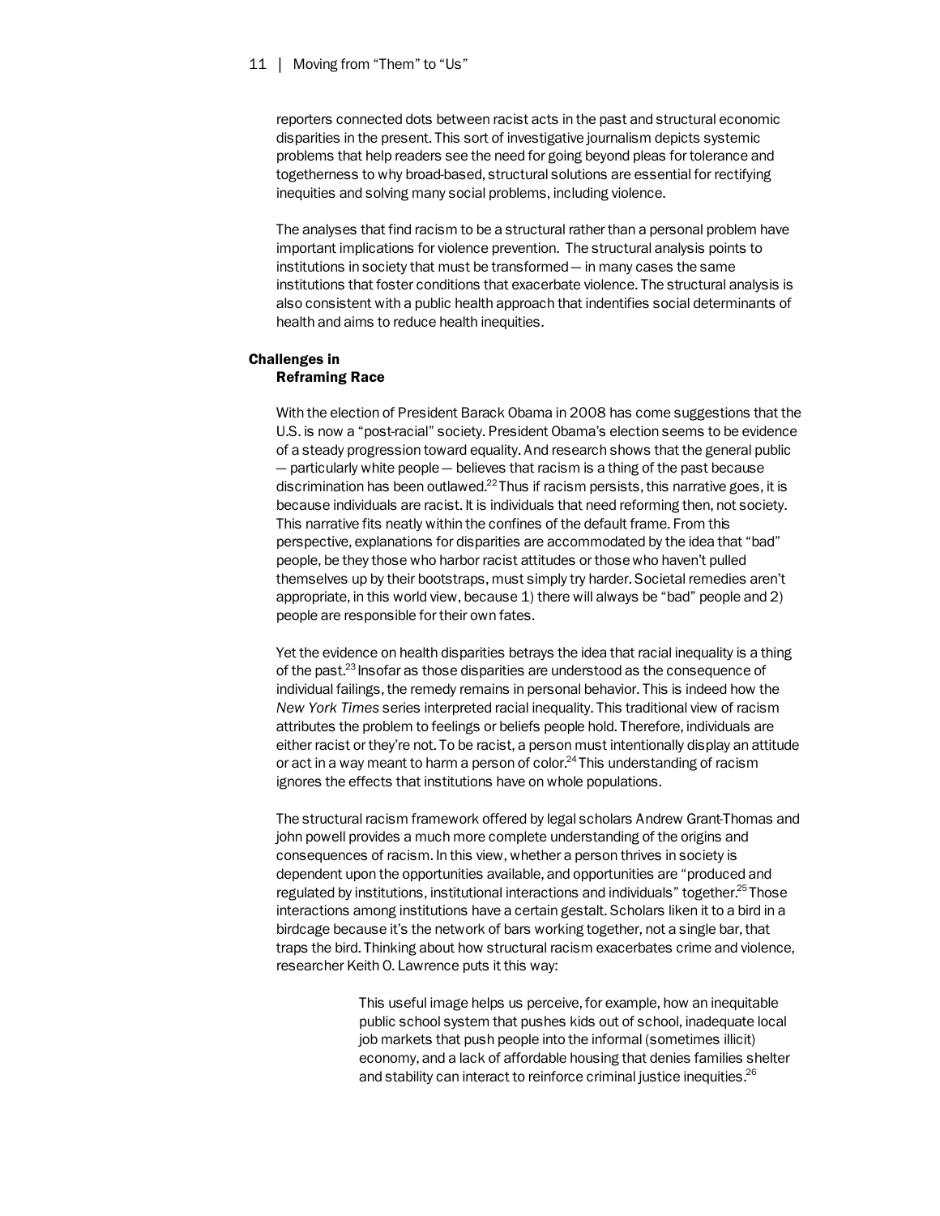reporters connected dots between racist acts in the past and structural economic disparities in the present. This sort of investigative journalism depicts systemic problems that help readers see the need for going beyond pleas for tolerance and togetherness to why broad-based, structural solutions are essential for rectifying inequities and solving many social problems, including violence.

The analyses that find racism to be a structural rather than a personal problem have important implications for violence prevention. The structural analysis points to institutions in society that must be transformed — in many cases the same institutions that foster conditions that exacerbate violence. The structural analysis is also consistent with a public health approach that indentifies social determinants of health and aims to reduce health inequities.

## Challenges in Reframing Race

With the election of President Barack Obama in 2008 has come suggestions that the U.S. is now a "post-racial" society. President Obama's election seems to be evidence of a steady progression toward equality. And research shows that the general public — particularly white people — believes that racism is a thing of the past because discrimination has been outlawed.[22] Thus if racism persists, this narrative goes, it is because individuals are racist. It is individuals that need reforming then, not society. This narrative fits neatly within the confines of the default frame. From this perspective, explanations for disparities are accommodated by the idea that "bad" people, be they those who harbor racist attitudes or those who haven't pulled themselves up by their bootstraps, must simply try harder. Societal remedies aren't appropriate, in this world view, because 1) there will always be "bad" people and 2) people are responsible for their own fates.

Yet the evidence on health disparities betrays the idea that racial inequality is a thing of the past.[23] Insofar as those disparities are understood as the consequence of individual failings, the remedy remains in personal behavior. This is indeed how the *New York Times* series interpreted racial inequality. This traditional view of racism attributes the problem to feelings or beliefs people hold. Therefore, individuals are either racist or they're not. To be racist, a person must intentionally display an attitude or act in a way meant to harm a person of color.[24] This understanding of racism ignores the effects that institutions have on whole populations.

The structural racism framework offered by legal scholars Andrew Grant-Thomas and john powell provides a much more complete understanding of the origins and consequences of racism. In this view, whether a person thrives in society is dependent upon the opportunities available, and opportunities are "produced and regulated by institutions, institutional interactions and individuals" together.[25] Those interactions among institutions have a certain gestalt. Scholars liken it to a bird in a birdcage because it's the network of bars working together, not a single bar, that traps the bird. Thinking about how structural racism exacerbates crime and violence, researcher Keith O. Lawrence puts it this way:

> This useful image helps us perceive, for example, how an inequitable public school system that pushes kids out of school, inadequate local job markets that push people into the informal (sometimes illicit) economy, and a lack of affordable housing that denies families shelter and stability can interact to reinforce criminal justice inequities.[26]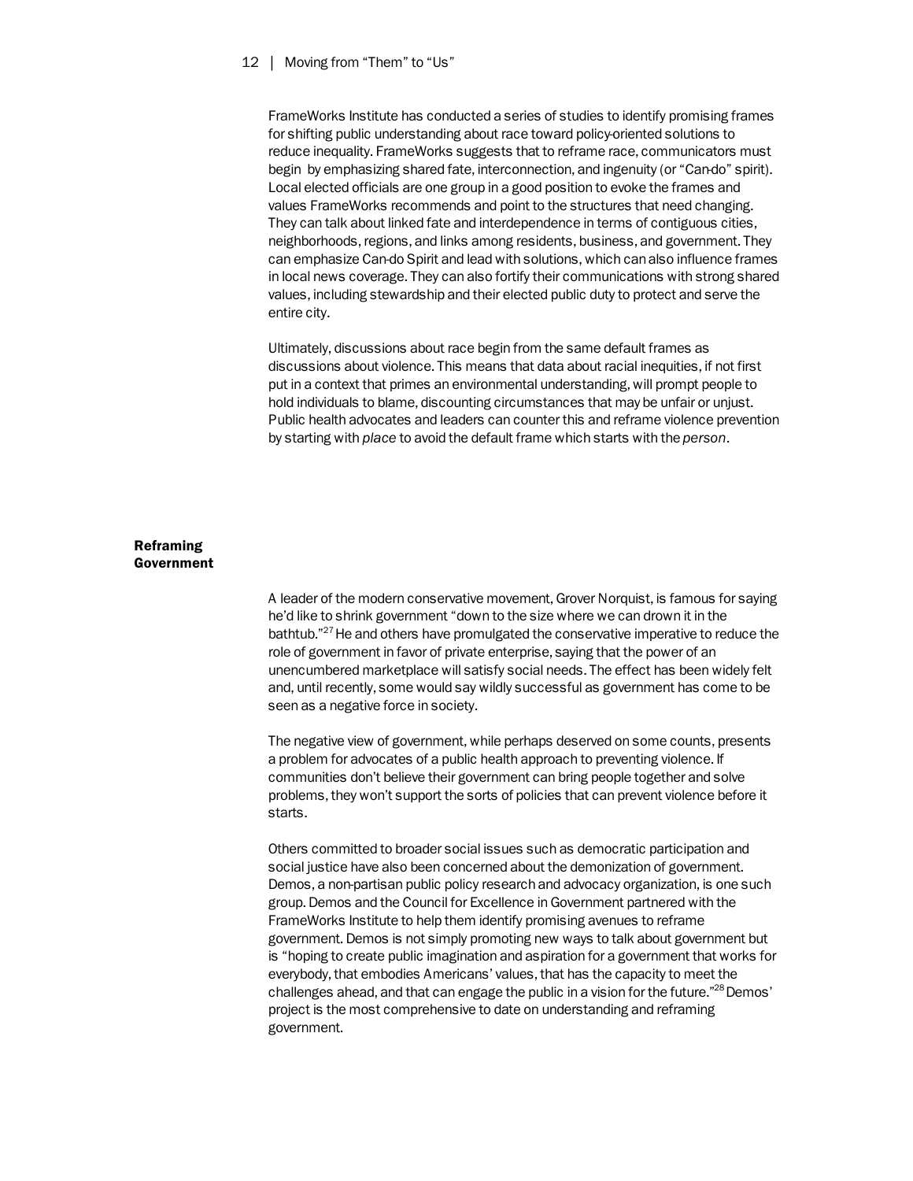FrameWorks Institute has conducted a series of studies to identify promising frames for shifting public understanding about race toward policy-oriented solutions to reduce inequality. FrameWorks suggests that to reframe race, communicators must begin by emphasizing shared fate, interconnection, and ingenuity (or "Can-do" spirit). Local elected officials are one group in a good position to evoke the frames and values FrameWorks recommends and point to the structures that need changing. They can talk about linked fate and interdependence in terms of contiguous cities, neighborhoods, regions, and links among residents, business, and government. They can emphasize Can-do Spirit and lead with solutions, which can also influence frames in local news coverage. They can also fortify their communications with strong shared values, including stewardship and their elected public duty to protect and serve the entire city.

Ultimately, discussions about race begin from the same default frames as discussions about violence. This means that data about racial inequities, if not first put in a context that primes an environmental understanding, will prompt people to hold individuals to blame, discounting circumstances that may be unfair or unjust. Public health advocates and leaders can counter this and reframe violence prevention by starting with *place* to avoid the default frame which starts with the *person*.

## Reframing Government

A leader of the modern conservative movement, Grover Norquist, is famous for saying he'd like to shrink government "down to the size where we can drown it in the bathtub."[27] He and others have promulgated the conservative imperative to reduce the role of government in favor of private enterprise, saying that the power of an unencumbered marketplace will satisfy social needs. The effect has been widely felt and, until recently, some would say wildly successful as government has come to be seen as a negative force in society.

The negative view of government, while perhaps deserved on some counts, presents a problem for advocates of a public health approach to preventing violence. If communities don't believe their government can bring people together and solve problems, they won't support the sorts of policies that can prevent violence before it starts.

Others committed to broader social issues such as democratic participation and social justice have also been concerned about the demonization of government. Demos, a non-partisan public policy research and advocacy organization, is one such group. Demos and the Council for Excellence in Government partnered with the FrameWorks Institute to help them identify promising avenues to reframe government. Demos is not simply promoting new ways to talk about government but is "hoping to create public imagination and aspiration for a government that works for everybody, that embodies Americans' values, that has the capacity to meet the challenges ahead, and that can engage the public in a vision for the future."[28] Demos' project is the most comprehensive to date on understanding and reframing government.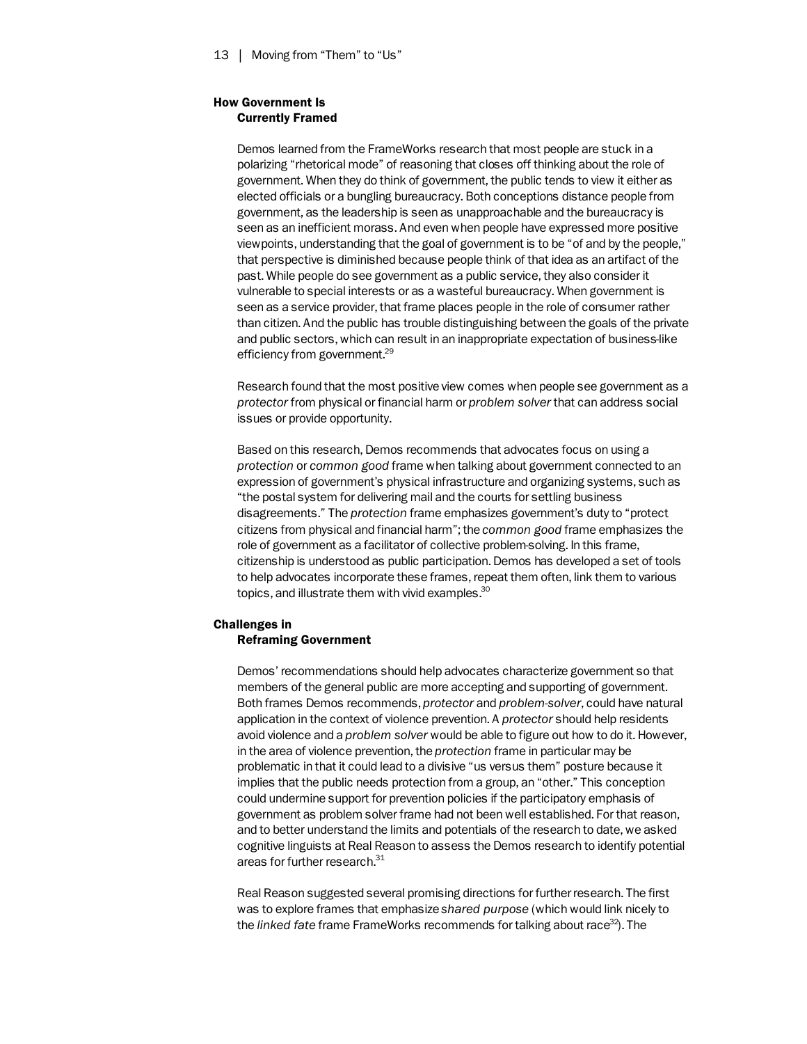## How Government Is Currently Framed

Demos learned from the FrameWorks research that most people are stuck in a polarizing "rhetorical mode" of reasoning that closes off thinking about the role of government. When they do think of government, the public tends to view it either as elected officials or a bungling bureaucracy. Both conceptions distance people from government, as the leadership is seen as unapproachable and the bureaucracy is seen as an inefficient morass. And even when people have expressed more positive viewpoints, understanding that the goal of government is to be "of and by the people," that perspective is diminished because people think of that idea as an artifact of the past. While people do see government as a public service, they also consider it vulnerable to special interests or as a wasteful bureaucracy. When government is seen as a service provider, that frame places people in the role of consumer rather than citizen. And the public has trouble distinguishing between the goals of the private and public sectors, which can result in an inappropriate expectation of business-like efficiency from government.[29]

Research found that the most positive view comes when people see government as a *protector* from physical or financial harm or *problem solver* that can address social issues or provide opportunity.

Based on this research, Demos recommends that advocates focus on using a *protection* or *common good* frame when talking about government connected to an expression of government's physical infrastructure and organizing systems, such as "the postal system for delivering mail and the courts for settling business disagreements." The *protection* frame emphasizes government's duty to "protect citizens from physical and financial harm"; the *common good* frame emphasizes the role of government as a facilitator of collective problem-solving. In this frame, citizenship is understood as public participation. Demos has developed a set of tools to help advocates incorporate these frames, repeat them often, link them to various topics, and illustrate them with vivid examples.[30]

## Challenges in Reframing Government

Demos' recommendations should help advocates characterize government so that members of the general public are more accepting and supporting of government. Both frames Demos recommends, *protector* and *problem-solver*, could have natural application in the context of violence prevention. A *protector* should help residents avoid violence and a *problem solver* would be able to figure out how to do it. However, in the area of violence prevention, the *protection* frame in particular may be problematic in that it could lead to a divisive "us versus them" posture because it implies that the public needs protection from a group, an "other." This conception could undermine support for prevention policies if the participatory emphasis of government as problem solver frame had not been well established. For that reason, and to better understand the limits and potentials of the research to date, we asked cognitive linguists at Real Reason to assess the Demos research to identify potential areas for further research.[31]

Real Reason suggested several promising directions for further research. The first was to explore frames that emphasize *shared purpose* (which would link nicely to the *linked fate* frame FrameWorks recommends for talking about race[32]). The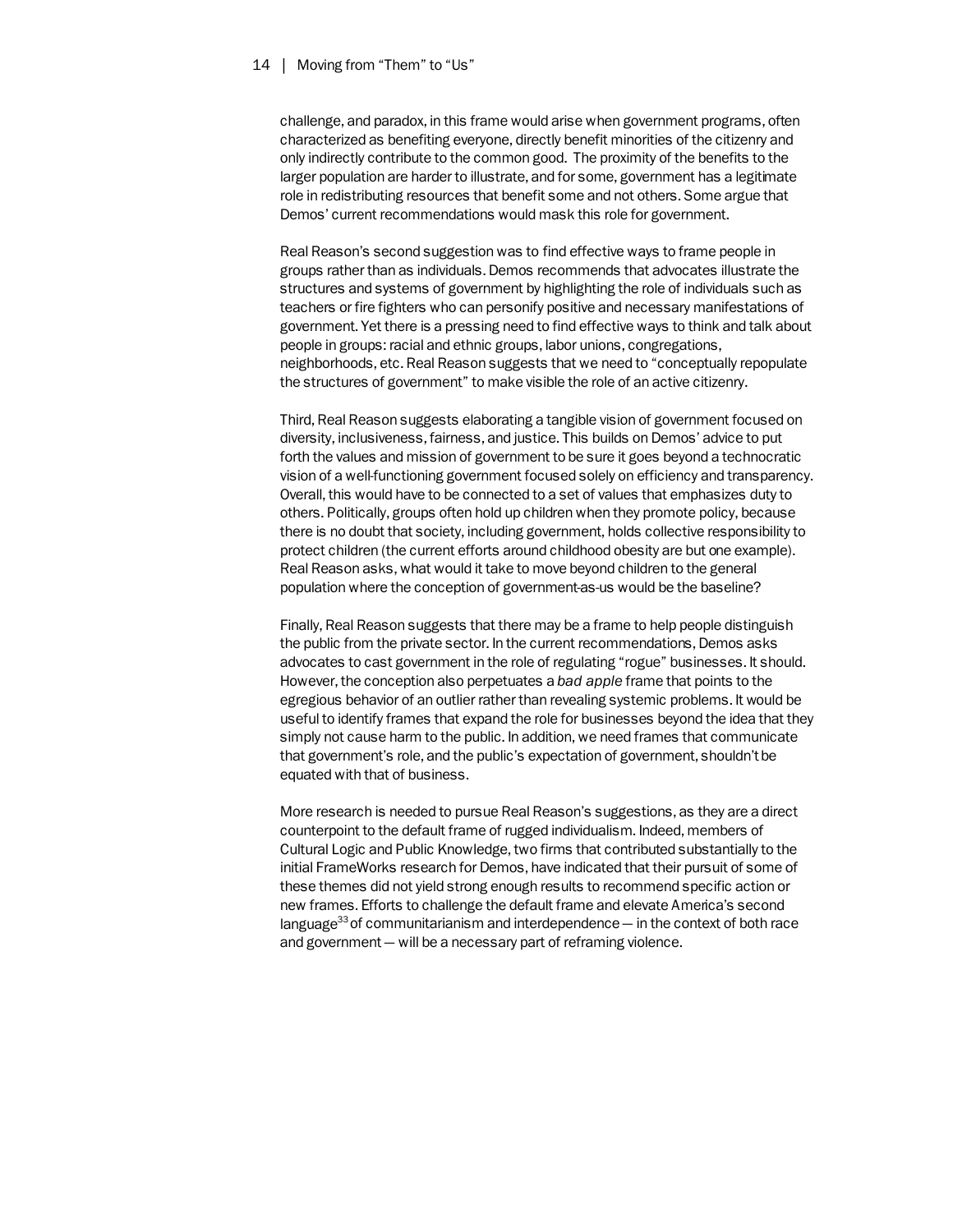challenge, and paradox, in this frame would arise when government programs, often characterized as benefiting everyone, directly benefit minorities of the citizenry and only indirectly contribute to the common good. The proximity of the benefits to the larger population are harder to illustrate, and for some, government has a legitimate role in redistributing resources that benefit some and not others. Some argue that Demos' current recommendations would mask this role for government.

Real Reason's second suggestion was to find effective ways to frame people in groups rather than as individuals. Demos recommends that advocates illustrate the structures and systems of government by highlighting the role of individuals such as teachers or fire fighters who can personify positive and necessary manifestations of government. Yet there is a pressing need to find effective ways to think and talk about people in groups: racial and ethnic groups, labor unions, congregations, neighborhoods, etc. Real Reason suggests that we need to "conceptually repopulate the structures of government" to make visible the role of an active citizenry.

Third, Real Reason suggests elaborating a tangible vision of government focused on diversity, inclusiveness, fairness, and justice. This builds on Demos' advice to put forth the values and mission of government to be sure it goes beyond a technocratic vision of a well-functioning government focused solely on efficiency and transparency. Overall, this would have to be connected to a set of values that emphasizes duty to others. Politically, groups often hold up children when they promote policy, because there is no doubt that society, including government, holds collective responsibility to protect children (the current efforts around childhood obesity are but one example). Real Reason asks, what would it take to move beyond children to the general population where the conception of government-as-us would be the baseline?

Finally, Real Reason suggests that there may be a frame to help people distinguish the public from the private sector. In the current recommendations, Demos asks advocates to cast government in the role of regulating "rogue" businesses. It should. However, the conception also perpetuates a *bad apple* frame that points to the egregious behavior of an outlier rather than revealing systemic problems. It would be useful to identify frames that expand the role for businesses beyond the idea that they simply not cause harm to the public. In addition, we need frames that communicate that government's role, and the public's expectation of government, shouldn't be equated with that of business.

More research is needed to pursue Real Reason's suggestions, as they are a direct counterpoint to the default frame of rugged individualism. Indeed, members of Cultural Logic and Public Knowledge, two firms that contributed substantially to the initial FrameWorks research for Demos, have indicated that their pursuit of some of these themes did not yield strong enough results to recommend specific action or new frames. Efforts to challenge the default frame and elevate America's second language[33] of communitarianism and interdependence — in the context of both race and government — will be a necessary part of reframing violence.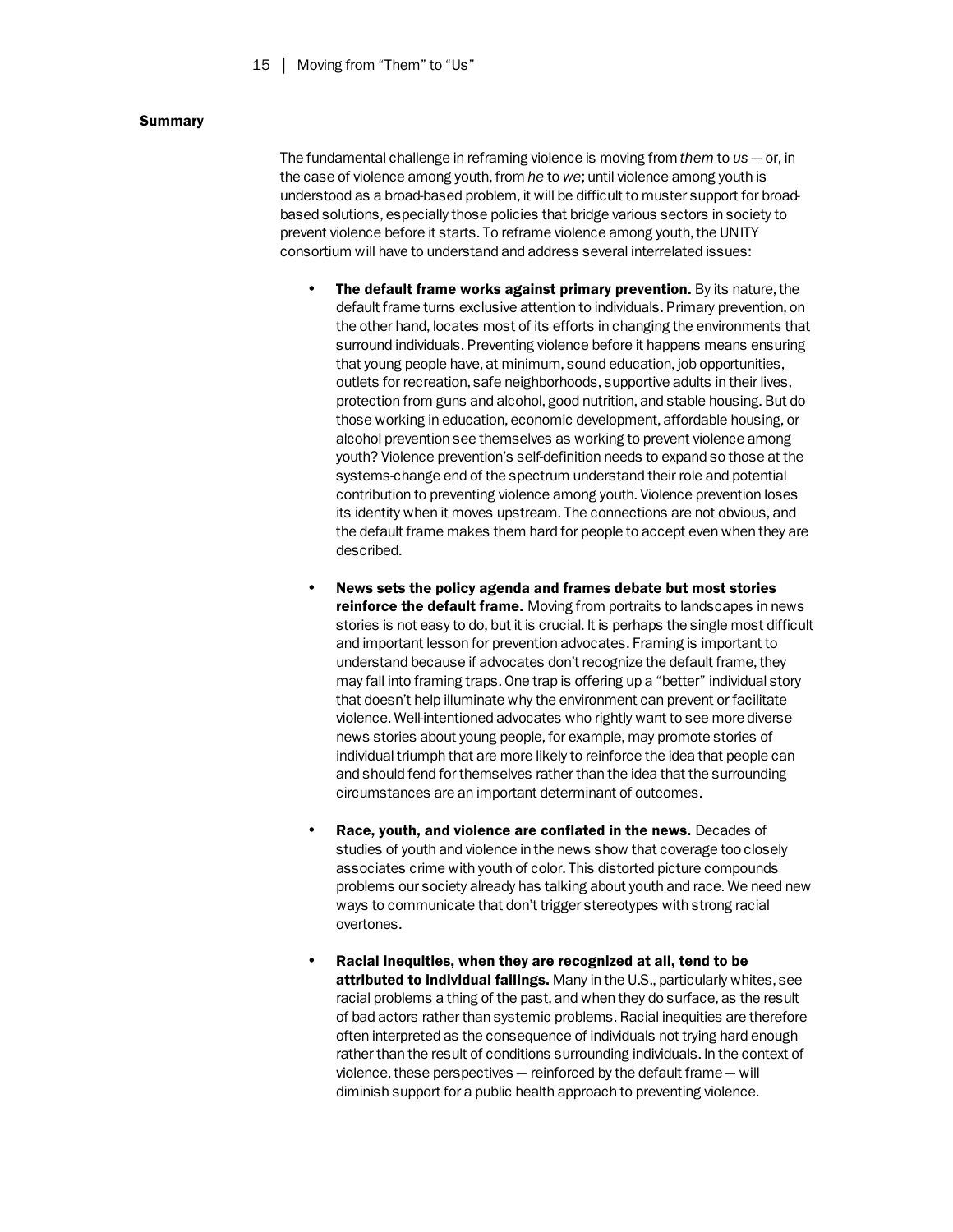## Summary

The fundamental challenge in reframing violence is moving from *them* to *us* — or, in the case of violence among youth, from *he* to *we*; until violence among youth is understood as a broad-based problem, it will be difficult to muster support for broad-based solutions, especially those policies that bridge various sectors in society to prevent violence before it starts. To reframe violence among youth, the UNITY consortium will have to understand and address several interrelated issues:

- **The default frame works against primary prevention.** By its nature, the default frame turns exclusive attention to individuals. Primary prevention, on the other hand, locates most of its efforts in changing the environments that surround individuals. Preventing violence before it happens means ensuring that young people have, at minimum, sound education, job opportunities, outlets for recreation, safe neighborhoods, supportive adults in their lives, protection from guns and alcohol, good nutrition, and stable housing. But do those working in education, economic development, affordable housing, or alcohol prevention see themselves as working to prevent violence among youth? Violence prevention's self-definition needs to expand so those at the systems-change end of the spectrum understand their role and potential contribution to preventing violence among youth. Violence prevention loses its identity when it moves upstream. The connections are not obvious, and the default frame makes them hard for people to accept even when they are described.

- **News sets the policy agenda and frames debate but most stories reinforce the default frame.** Moving from portraits to landscapes in news stories is not easy to do, but it is crucial. It is perhaps the single most difficult and important lesson for prevention advocates. Framing is important to understand because if advocates don't recognize the default frame, they may fall into framing traps. One trap is offering up a "better" individual story that doesn't help illuminate why the environment can prevent or facilitate violence. Well-intentioned advocates who rightly want to see more diverse news stories about young people, for example, may promote stories of individual triumph that are more likely to reinforce the idea that people can and should fend for themselves rather than the idea that the surrounding circumstances are an important determinant of outcomes.

- **Race, youth, and violence are conflated in the news.** Decades of studies of youth and violence in the news show that coverage too closely associates crime with youth of color. This distorted picture compounds problems our society already has talking about youth and race. We need new ways to communicate that don't trigger stereotypes with strong racial overtones.

- **Racial inequities, when they are recognized at all, tend to be attributed to individual failings.** Many in the U.S., particularly whites, see racial problems a thing of the past, and when they do surface, as the result of bad actors rather than systemic problems. Racial inequities are therefore often interpreted as the consequence of individuals not trying hard enough rather than the result of conditions surrounding individuals. In the context of violence, these perspectives — reinforced by the default frame — will diminish support for a public health approach to preventing violence.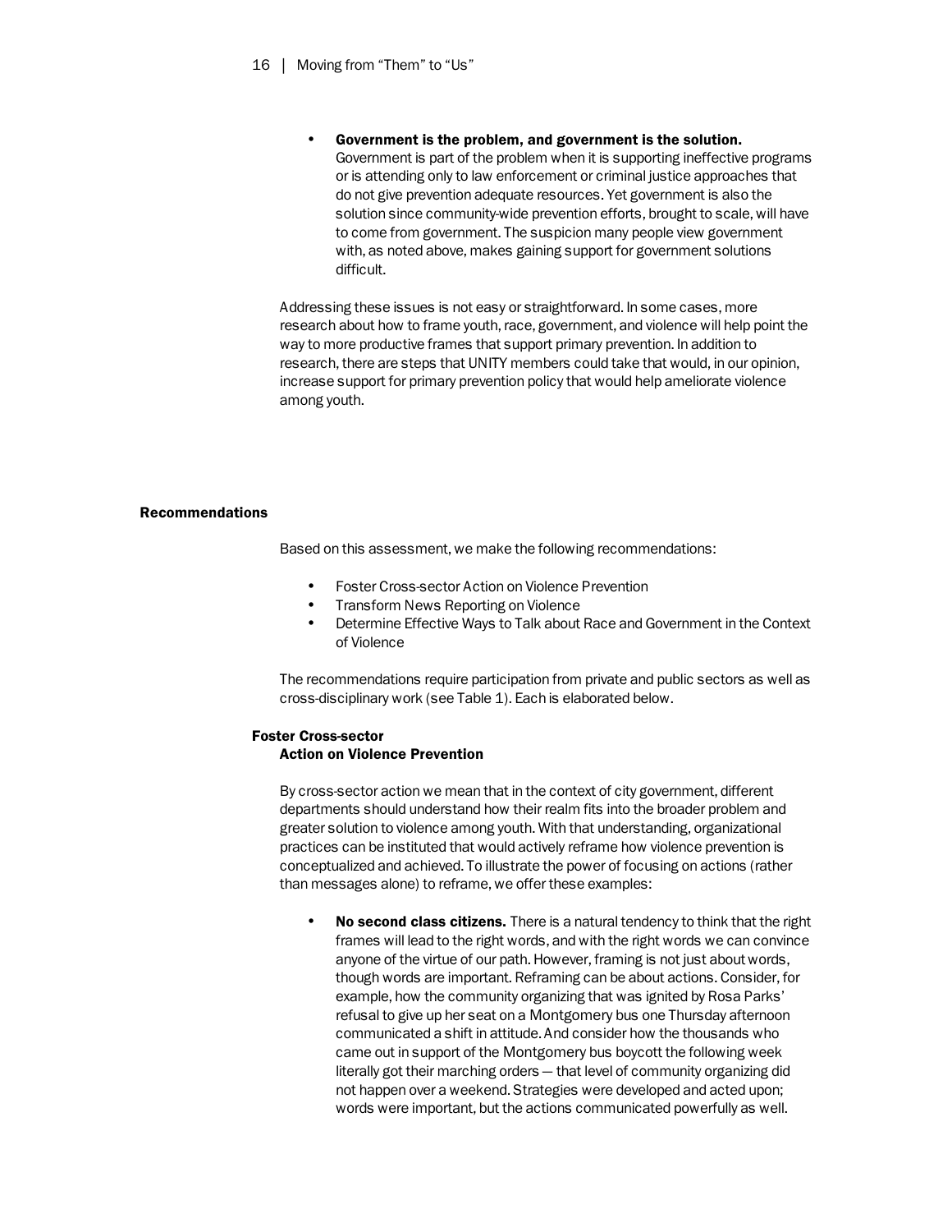- **Government is the problem, and government is the solution.** Government is part of the problem when it is supporting ineffective programs or is attending only to law enforcement or criminal justice approaches that do not give prevention adequate resources. Yet government is also the solution since community-wide prevention efforts, brought to scale, will have to come from government. The suspicion many people view government with, as noted above, makes gaining support for government solutions difficult.

Addressing these issues is not easy or straightforward. In some cases, more research about how to frame youth, race, government, and violence will help point the way to more productive frames that support primary prevention. In addition to research, there are steps that UNITY members could take that would, in our opinion, increase support for primary prevention policy that would help ameliorate violence among youth.

## Recommendations

Based on this assessment, we make the following recommendations:

- Foster Cross-sector Action on Violence Prevention
- Transform News Reporting on Violence
- Determine Effective Ways to Talk about Race and Government in the Context of Violence

The recommendations require participation from private and public sectors as well as cross-disciplinary work (see Table 1). Each is elaborated below.

### Foster Cross-sector Action on Violence Prevention

By cross-sector action we mean that in the context of city government, different departments should understand how their realm fits into the broader problem and greater solution to violence among youth. With that understanding, organizational practices can be instituted that would actively reframe how violence prevention is conceptualized and achieved. To illustrate the power of focusing on actions (rather than messages alone) to reframe, we offer these examples:

- **No second class citizens.** There is a natural tendency to think that the right frames will lead to the right words, and with the right words we can convince anyone of the virtue of our path. However, framing is not just about words, though words are important. Reframing can be about actions. Consider, for example, how the community organizing that was ignited by Rosa Parks' refusal to give up her seat on a Montgomery bus one Thursday afternoon communicated a shift in attitude. And consider how the thousands who came out in support of the Montgomery bus boycott the following week literally got their marching orders — that level of community organizing did not happen over a weekend. Strategies were developed and acted upon; words were important, but the actions communicated powerfully as well.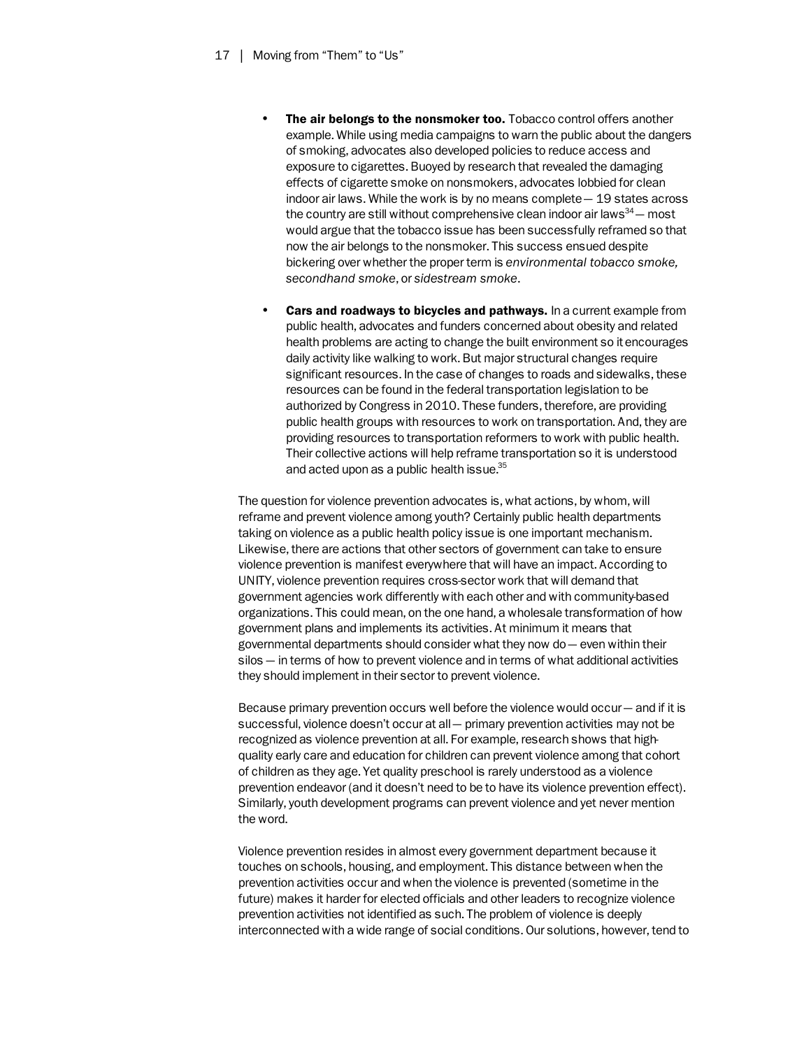- **The air belongs to the nonsmoker too.** Tobacco control offers another example. While using media campaigns to warn the public about the dangers of smoking, advocates also developed policies to reduce access and exposure to cigarettes. Buoyed by research that revealed the damaging effects of cigarette smoke on nonsmokers, advocates lobbied for clean indoor air laws. While the work is by no means complete — 19 states across the country are still without comprehensive clean indoor air laws[34] — most would argue that the tobacco issue has been successfully reframed so that now the air belongs to the nonsmoker. This success ensued despite bickering over whether the proper term is *environmental tobacco smoke, secondhand smoke*, or *sidestream smoke*.

- **Cars and roadways to bicycles and pathways.** In a current example from public health, advocates and funders concerned about obesity and related health problems are acting to change the built environment so it encourages daily activity like walking to work. But major structural changes require significant resources. In the case of changes to roads and sidewalks, these resources can be found in the federal transportation legislation to be authorized by Congress in 2010. These funders, therefore, are providing public health groups with resources to work on transportation. And, they are providing resources to transportation reformers to work with public health. Their collective actions will help reframe transportation so it is understood and acted upon as a public health issue.[35]

The question for violence prevention advocates is, what actions, by whom, will reframe and prevent violence among youth? Certainly public health departments taking on violence as a public health policy issue is one important mechanism. Likewise, there are actions that other sectors of government can take to ensure violence prevention is manifest everywhere that will have an impact. According to UNITY, violence prevention requires cross-sector work that will demand that government agencies work differently with each other and with community-based organizations. This could mean, on the one hand, a wholesale transformation of how government plans and implements its activities. At minimum it means that governmental departments should consider what they now do — even within their silos — in terms of how to prevent violence and in terms of what additional activities they should implement in their sector to prevent violence.

Because primary prevention occurs well before the violence would occur — and if it is successful, violence doesn't occur at all — primary prevention activities may not be recognized as violence prevention at all. For example, research shows that high-quality early care and education for children can prevent violence among that cohort of children as they age. Yet quality preschool is rarely understood as a violence prevention endeavor (and it doesn't need to be to have its violence prevention effect). Similarly, youth development programs can prevent violence and yet never mention the word.

Violence prevention resides in almost every government department because it touches on schools, housing, and employment. This distance between when the prevention activities occur and when the violence is prevented (sometime in the future) makes it harder for elected officials and other leaders to recognize violence prevention activities not identified as such. The problem of violence is deeply interconnected with a wide range of social conditions. Our solutions, however, tend to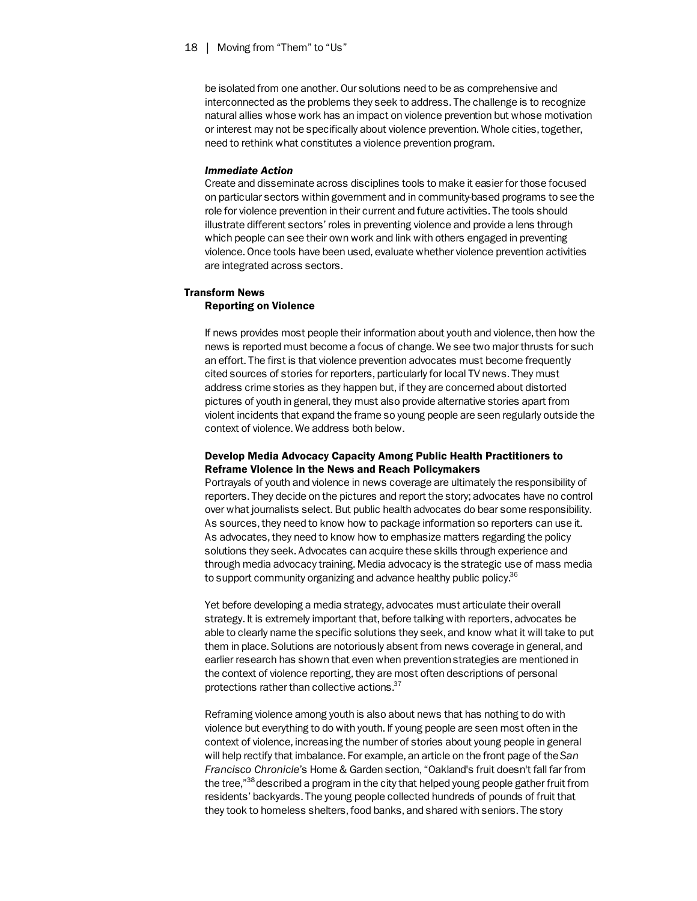be isolated from one another. Our solutions need to be as comprehensive and interconnected as the problems they seek to address. The challenge is to recognize natural allies whose work has an impact on violence prevention but whose motivation or interest may not be specifically about violence prevention. Whole cities, together, need to rethink what constitutes a violence prevention program.

***Immediate Action***

Create and disseminate across disciplines tools to make it easier for those focused on particular sectors within government and in community-based programs to see the role for violence prevention in their current and future activities. The tools should illustrate different sectors' roles in preventing violence and provide a lens through which people can see their own work and link with others engaged in preventing violence. Once tools have been used, evaluate whether violence prevention activities are integrated across sectors.

## Transform News Reporting on Violence

If news provides most people their information about youth and violence, then how the news is reported must become a focus of change. We see two major thrusts for such an effort. The first is that violence prevention advocates must become frequently cited sources of stories for reporters, particularly for local TV news. They must address crime stories as they happen but, if they are concerned about distorted pictures of youth in general, they must also provide alternative stories apart from violent incidents that expand the frame so young people are seen regularly outside the context of violence. We address both below.

### Develop Media Advocacy Capacity Among Public Health Practitioners to Reframe Violence in the News and Reach Policymakers

Portrayals of youth and violence in news coverage are ultimately the responsibility of reporters. They decide on the pictures and report the story; advocates have no control over what journalists select. But public health advocates do bear some responsibility. As sources, they need to know how to package information so reporters can use it. As advocates, they need to know how to emphasize matters regarding the policy solutions they seek. Advocates can acquire these skills through experience and through media advocacy training. Media advocacy is the strategic use of mass media to support community organizing and advance healthy public policy.[36]

Yet before developing a media strategy, advocates must articulate their overall strategy. It is extremely important that, before talking with reporters, advocates be able to clearly name the specific solutions they seek, and know what it will take to put them in place. Solutions are notoriously absent from news coverage in general, and earlier research has shown that even when prevention strategies are mentioned in the context of violence reporting, they are most often descriptions of personal protections rather than collective actions.[37]

Reframing violence among youth is also about news that has nothing to do with violence but everything to do with youth. If young people are seen most often in the context of violence, increasing the number of stories about young people in general will help rectify that imbalance. For example, an article on the front page of the *San Francisco Chronicle*'s Home & Garden section, "Oakland's fruit doesn't fall far from the tree,"[38] described a program in the city that helped young people gather fruit from residents' backyards. The young people collected hundreds of pounds of fruit that they took to homeless shelters, food banks, and shared with seniors. The story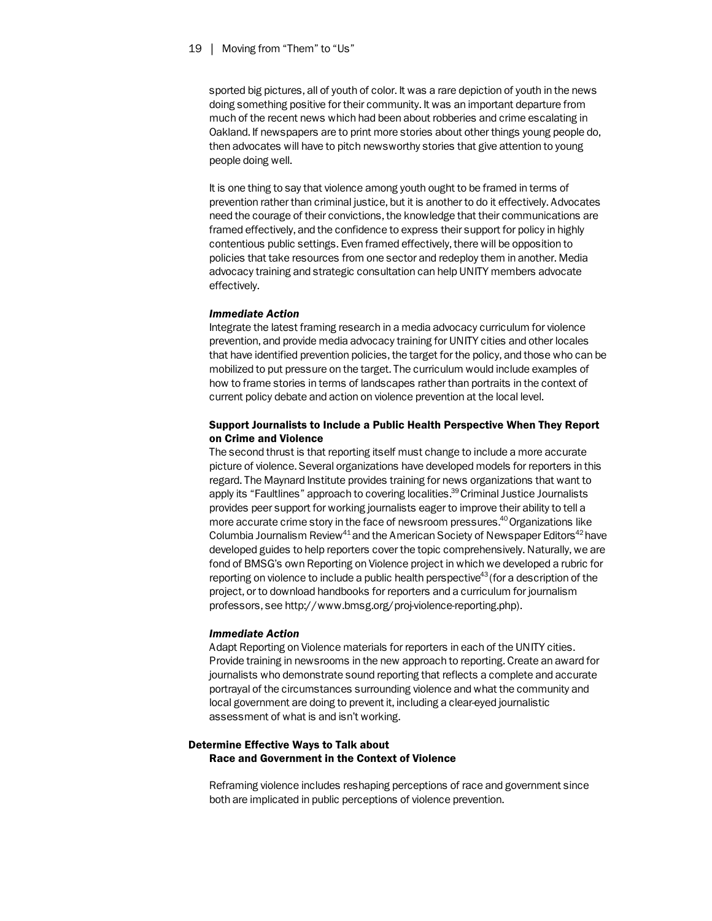sported big pictures, all of youth of color. It was a rare depiction of youth in the news doing something positive for their community. It was an important departure from much of the recent news which had been about robberies and crime escalating in Oakland. If newspapers are to print more stories about other things young people do, then advocates will have to pitch newsworthy stories that give attention to young people doing well.

It is one thing to say that violence among youth ought to be framed in terms of prevention rather than criminal justice, but it is another to do it effectively. Advocates need the courage of their convictions, the knowledge that their communications are framed effectively, and the confidence to express their support for policy in highly contentious public settings. Even framed effectively, there will be opposition to policies that take resources from one sector and redeploy them in another. Media advocacy training and strategic consultation can help UNITY members advocate effectively.

***Immediate Action***

Integrate the latest framing research in a media advocacy curriculum for violence prevention, and provide media advocacy training for UNITY cities and other locales that have identified prevention policies, the target for the policy, and those who can be mobilized to put pressure on the target. The curriculum would include examples of how to frame stories in terms of landscapes rather than portraits in the context of current policy debate and action on violence prevention at the local level.

### Support Journalists to Include a Public Health Perspective When They Report on Crime and Violence

The second thrust is that reporting itself must change to include a more accurate picture of violence. Several organizations have developed models for reporters in this regard. The Maynard Institute provides training for news organizations that want to apply its "Faultlines" approach to covering localities.[39] Criminal Justice Journalists provides peer support for working journalists eager to improve their ability to tell a more accurate crime story in the face of newsroom pressures.[40] Organizations like Columbia Journalism Review[41] and the American Society of Newspaper Editors[42] have developed guides to help reporters cover the topic comprehensively. Naturally, we are fond of BMSG's own Reporting on Violence project in which we developed a rubric for reporting on violence to include a public health perspective[43] (for a description of the project, or to download handbooks for reporters and a curriculum for journalism professors, see http://www.bmsg.org/proj-violence-reporting.php).

***Immediate Action***

Adapt Reporting on Violence materials for reporters in each of the UNITY cities. Provide training in newsrooms in the new approach to reporting. Create an award for journalists who demonstrate sound reporting that reflects a complete and accurate portrayal of the circumstances surrounding violence and what the community and local government are doing to prevent it, including a clear-eyed journalistic assessment of what is and isn't working.

## Determine Effective Ways to Talk about Race and Government in the Context of Violence

Reframing violence includes reshaping perceptions of race and government since both are implicated in public perceptions of violence prevention.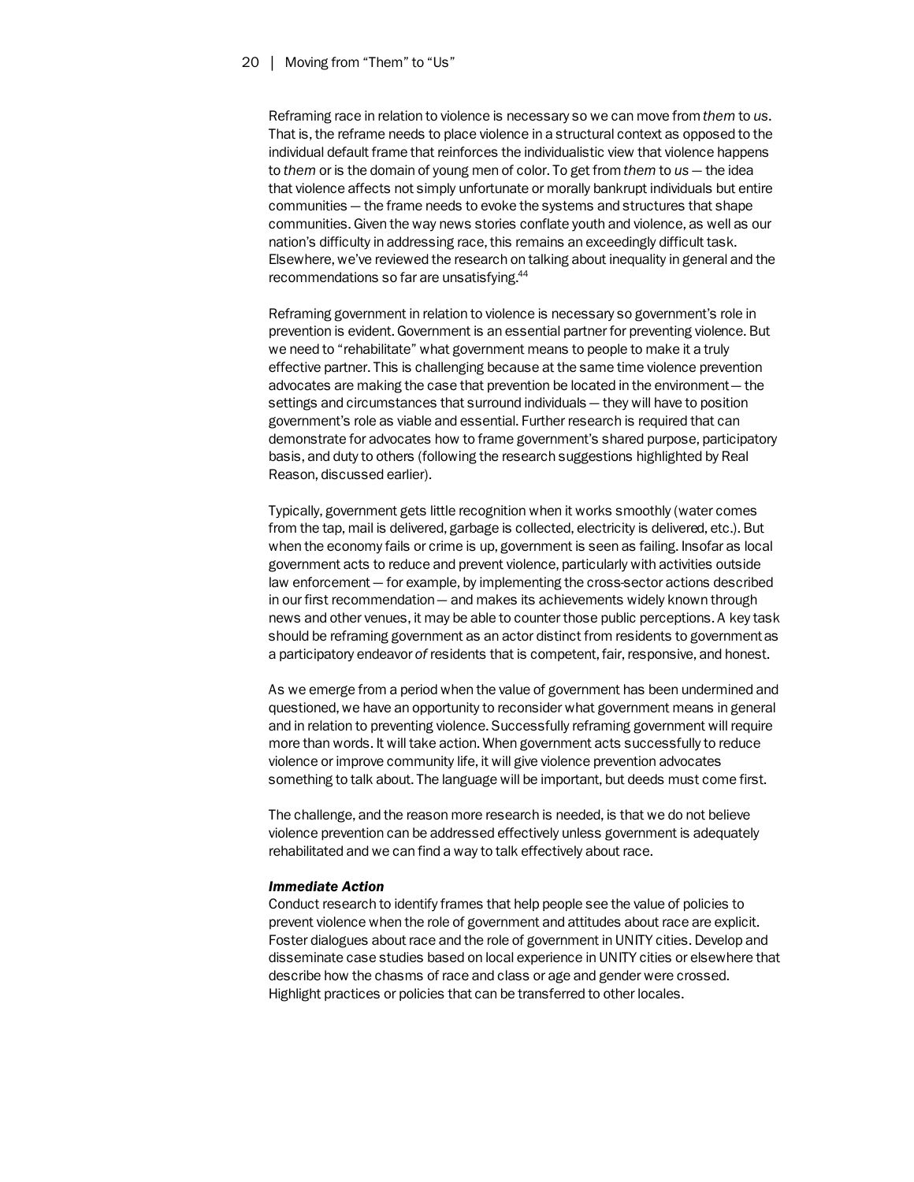Reframing race in relation to violence is necessary so we can move from *them* to *us*. That is, the reframe needs to place violence in a structural context as opposed to the individual default frame that reinforces the individualistic view that violence happens to *them* or is the domain of young men of color. To get from *them* to *us* — the idea that violence affects not simply unfortunate or morally bankrupt individuals but entire communities — the frame needs to evoke the systems and structures that shape communities. Given the way news stories conflate youth and violence, as well as our nation's difficulty in addressing race, this remains an exceedingly difficult task. Elsewhere, we've reviewed the research on talking about inequality in general and the recommendations so far are unsatisfying.[44]

Reframing government in relation to violence is necessary so government's role in prevention is evident. Government is an essential partner for preventing violence. But we need to "rehabilitate" what government means to people to make it a truly effective partner. This is challenging because at the same time violence prevention advocates are making the case that prevention be located in the environment — the settings and circumstances that surround individuals — they will have to position government's role as viable and essential. Further research is required that can demonstrate for advocates how to frame government's shared purpose, participatory basis, and duty to others (following the research suggestions highlighted by Real Reason, discussed earlier).

Typically, government gets little recognition when it works smoothly (water comes from the tap, mail is delivered, garbage is collected, electricity is delivered, etc.). But when the economy fails or crime is up, government is seen as failing. Insofar as local government acts to reduce and prevent violence, particularly with activities outside law enforcement — for example, by implementing the cross-sector actions described in our first recommendation — and makes its achievements widely known through news and other venues, it may be able to counter those public perceptions. A key task should be reframing government as an actor distinct from residents to government as a participatory endeavor *of* residents that is competent, fair, responsive, and honest.

As we emerge from a period when the value of government has been undermined and questioned, we have an opportunity to reconsider what government means in general and in relation to preventing violence. Successfully reframing government will require more than words. It will take action. When government acts successfully to reduce violence or improve community life, it will give violence prevention advocates something to talk about. The language will be important, but deeds must come first.

The challenge, and the reason more research is needed, is that we do not believe violence prevention can be addressed effectively unless government is adequately rehabilitated and we can find a way to talk effectively about race.

***Immediate Action***

Conduct research to identify frames that help people see the value of policies to prevent violence when the role of government and attitudes about race are explicit. Foster dialogues about race and the role of government in UNITY cities. Develop and disseminate case studies based on local experience in UNITY cities or elsewhere that describe how the chasms of race and class or age and gender were crossed. Highlight practices or policies that can be transferred to other locales.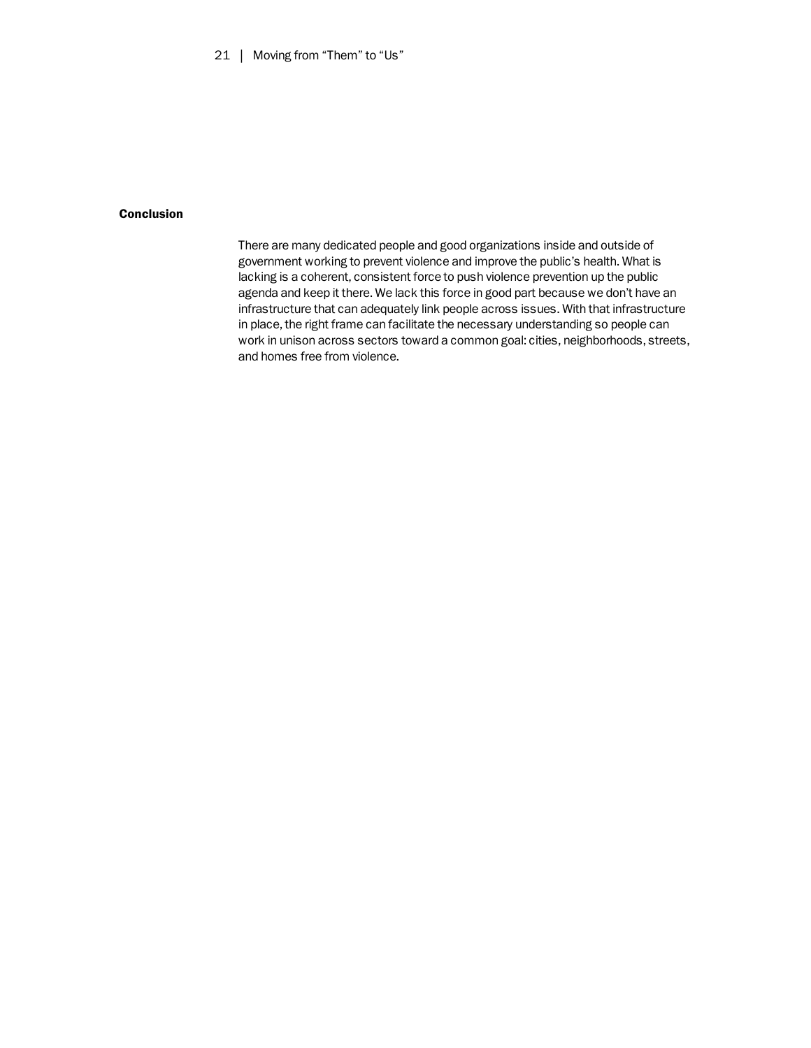## Conclusion

There are many dedicated people and good organizations inside and outside of government working to prevent violence and improve the public's health. What is lacking is a coherent, consistent force to push violence prevention up the public agenda and keep it there. We lack this force in good part because we don't have an infrastructure that can adequately link people across issues. With that infrastructure in place, the right frame can facilitate the necessary understanding so people can work in unison across sectors toward a common goal: cities, neighborhoods, streets, and homes free from violence.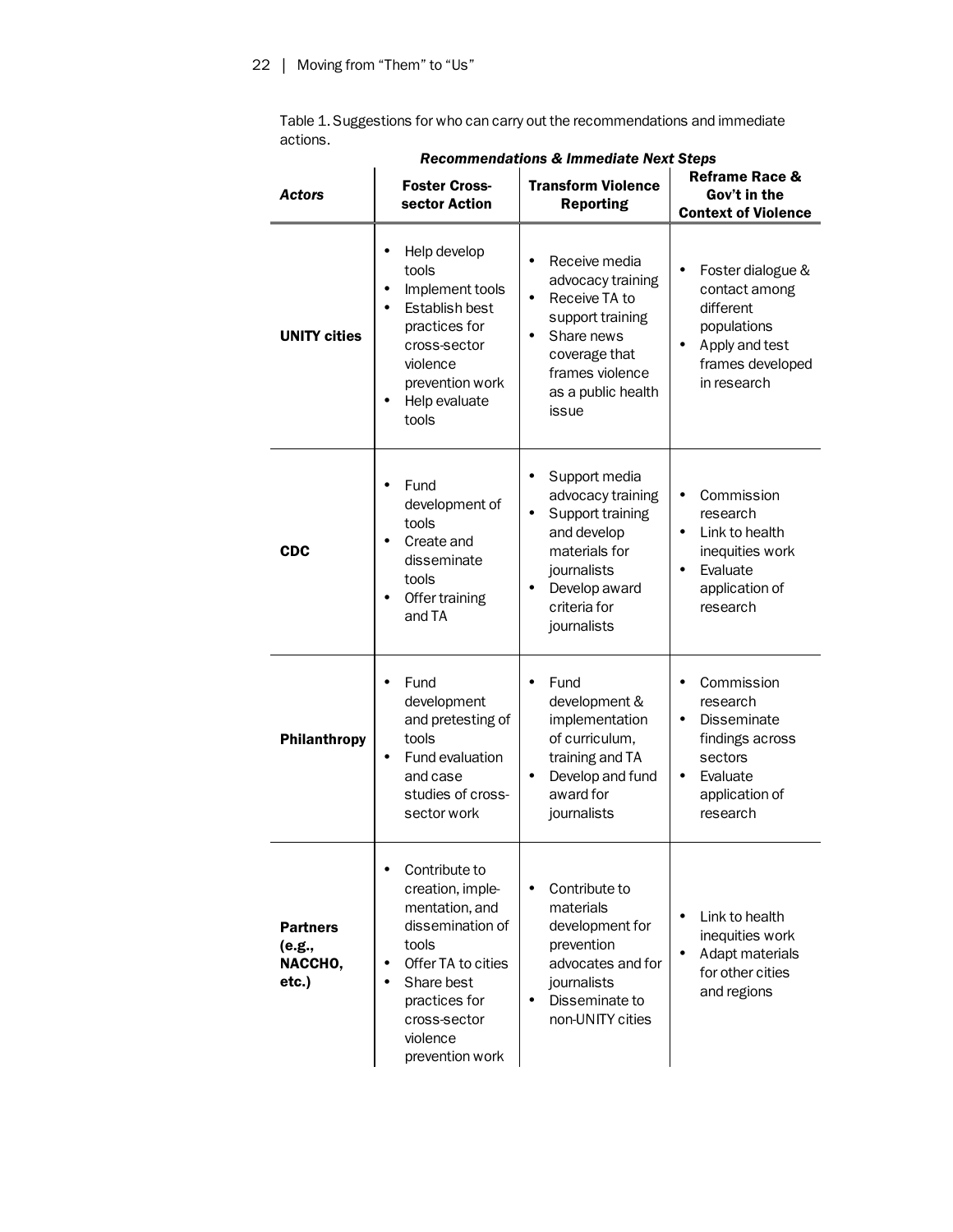Table 1. Suggestions for who can carry out the recommendations and immediate actions.

| *Actors* | *Recommendations & Immediate Next Steps* | | |
|---|---|---|---|
| | **Foster Cross-sector Action** | **Transform Violence Reporting** | **Reframe Race & Gov't in the Context of Violence** |
| **UNITY cities** | • Help develop tools<br>• Implement tools<br>• Establish best practices for cross-sector violence prevention work<br>• Help evaluate tools | • Receive media advocacy training<br>• Receive TA to support training<br>• Share news coverage that frames violence as a public health issue | • Foster dialogue & contact among different populations<br>• Apply and test frames developed in research |
| **CDC** | • Fund development of tools<br>• Create and disseminate tools<br>• Offer training and TA | • Support media advocacy training<br>• Support training and develop materials for journalists<br>• Develop award criteria for journalists | • Commission research<br>• Link to health inequities work<br>• Evaluate application of research |
| **Philanthropy** | • Fund development and pretesting of tools<br>• Fund evaluation and case studies of cross-sector work | • Fund development & implementation of curriculum, training and TA<br>• Develop and fund award for journalists | • Commission research<br>• Disseminate findings across sectors<br>• Evaluate application of research |
| **Partners (e.g., NACCHO, etc.)** | • Contribute to creation, implementation, and dissemination of tools<br>• Offer TA to cities<br>• Share best practices for cross-sector violence prevention work | • Contribute to materials development for prevention advocates and for journalists<br>• Disseminate to non-UNITY cities | • Link to health inequities work<br>• Adapt materials for other cities and regions |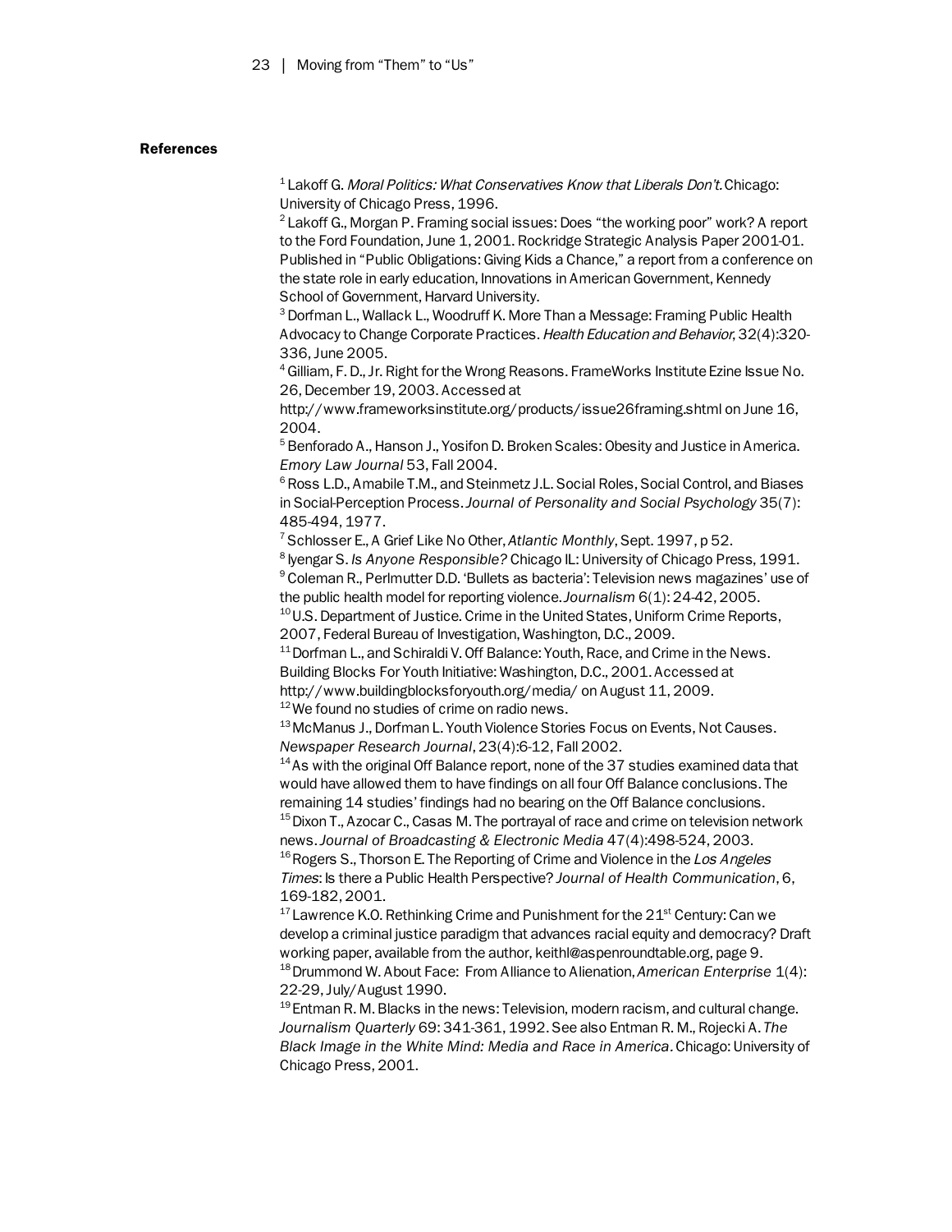**References**

[1] Lakoff G. *Moral Politics: What Conservatives Know that Liberals Don't.* Chicago: University of Chicago Press, 1996.

[2] Lakoff G., Morgan P. Framing social issues: Does "the working poor" work? A report to the Ford Foundation, June 1, 2001. Rockridge Strategic Analysis Paper 2001-01. Published in "Public Obligations: Giving Kids a Chance," a report from a conference on the state role in early education, Innovations in American Government, Kennedy School of Government, Harvard University.

[3] Dorfman L., Wallack L., Woodruff K. More Than a Message: Framing Public Health Advocacy to Change Corporate Practices. *Health Education and Behavior*, 32(4):320-336, June 2005.

[4] Gilliam, F. D., Jr. Right for the Wrong Reasons. FrameWorks Institute Ezine Issue No. 26, December 19, 2003. Accessed at http://www.frameworksinstitute.org/products/issue26framing.shtml on June 16, 2004.

[5] Benforado A., Hanson J., Yosifon D. Broken Scales: Obesity and Justice in America. *Emory Law Journal* 53, Fall 2004.

[6] Ross L.D., Amabile T.M., and Steinmetz J.L. Social Roles, Social Control, and Biases in Social-Perception Process. *Journal of Personality and Social Psychology* 35(7): 485-494, 1977.

[7] Schlosser E., A Grief Like No Other, *Atlantic Monthly*, Sept. 1997, p 52.

[8] Iyengar S. *Is Anyone Responsible?* Chicago IL: University of Chicago Press, 1991.

[9] Coleman R., Perlmutter D.D. 'Bullets as bacteria': Television news magazines' use of the public health model for reporting violence. *Journalism* 6(1): 24-42, 2005.

[10] U.S. Department of Justice. Crime in the United States, Uniform Crime Reports, 2007, Federal Bureau of Investigation, Washington, D.C., 2009.

[11] Dorfman L., and Schiraldi V. Off Balance: Youth, Race, and Crime in the News. Building Blocks For Youth Initiative: Washington, D.C., 2001. Accessed at http://www.buildingblocksforyouth.org/media/ on August 11, 2009.

[12] We found no studies of crime on radio news.

[13] McManus J., Dorfman L. Youth Violence Stories Focus on Events, Not Causes. *Newspaper Research Journal*, 23(4):6-12, Fall 2002.

[14] As with the original Off Balance report, none of the 37 studies examined data that would have allowed them to have findings on all four Off Balance conclusions. The remaining 14 studies' findings had no bearing on the Off Balance conclusions.

[15] Dixon T., Azocar C., Casas M. The portrayal of race and crime on television network news. *Journal of Broadcasting & Electronic Media* 47(4):498-524, 2003.

[16] Rogers S., Thorson E. The Reporting of Crime and Violence in the *Los Angeles Times*: Is there a Public Health Perspective? *Journal of Health Communication*, 6, 169-182, 2001.

[17] Lawrence K.O. Rethinking Crime and Punishment for the 21st Century: Can we develop a criminal justice paradigm that advances racial equity and democracy? Draft working paper, available from the author, keithl@aspenroundtable.org, page 9.

[18] Drummond W. About Face: From Alliance to Alienation, *American Enterprise* 1(4): 22-29, July/August 1990.

[19] Entman R. M. Blacks in the news: Television, modern racism, and cultural change. *Journalism Quarterly* 69: 341-361, 1992. See also Entman R. M., Rojecki A. *The Black Image in the White Mind: Media and Race in America*. Chicago: University of Chicago Press, 2001.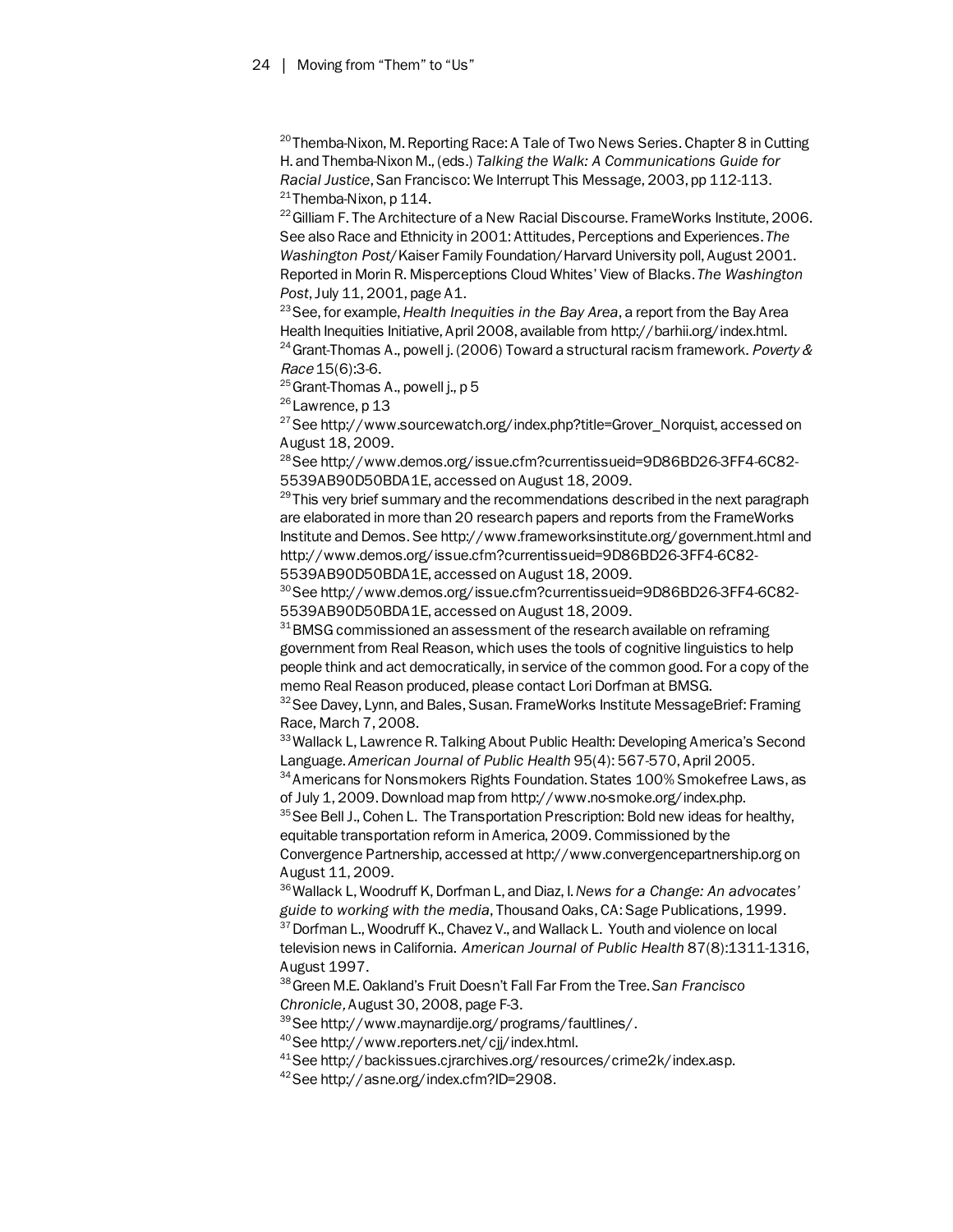[20] Themba-Nixon, M. Reporting Race: A Tale of Two News Series. Chapter 8 in Cutting H. and Themba-Nixon M., (eds.) *Talking the Walk: A Communications Guide for Racial Justice*, San Francisco: We Interrupt This Message, 2003, pp 112-113.
[21] Themba-Nixon, p 114.
[22] Gilliam F. The Architecture of a New Racial Discourse. FrameWorks Institute, 2006. See also Race and Ethnicity in 2001: Attitudes, Perceptions and Experiences. *The Washington Post*/Kaiser Family Foundation/Harvard University poll, August 2001. Reported in Morin R. Misperceptions Cloud Whites' View of Blacks. *The Washington Post*, July 11, 2001, page A1.
[23] See, for example, *Health Inequities in the Bay Area*, a report from the Bay Area Health Inequities Initiative, April 2008, available from http://barhii.org/index.html.
[24] Grant-Thomas A., powell j. (2006) Toward a structural racism framework. *Poverty & Race* 15(6):3-6.
[25] Grant-Thomas A., powell j., p 5
[26] Lawrence, p 13
[27] See http://www.sourcewatch.org/index.php?title=Grover_Norquist, accessed on August 18, 2009.
[28] See http://www.demos.org/issue.cfm?currentissueid=9D86BD26-3FF4-6C82-5539AB90D50BDA1E, accessed on August 18, 2009.
[29] This very brief summary and the recommendations described in the next paragraph are elaborated in more than 20 research papers and reports from the FrameWorks Institute and Demos. See http://www.frameworksinstitute.org/government.html and http://www.demos.org/issue.cfm?currentissueid=9D86BD26-3FF4-6C82-5539AB90D50BDA1E, accessed on August 18, 2009.
[30] See http://www.demos.org/issue.cfm?currentissueid=9D86BD26-3FF4-6C82-5539AB90D50BDA1E, accessed on August 18, 2009.
[31] BMSG commissioned an assessment of the research available on reframing government from Real Reason, which uses the tools of cognitive linguistics to help people think and act democratically, in service of the common good. For a copy of the memo Real Reason produced, please contact Lori Dorfman at BMSG.
[32] See Davey, Lynn, and Bales, Susan. FrameWorks Institute MessageBrief: Framing Race, March 7, 2008.
[33] Wallack L, Lawrence R. Talking About Public Health: Developing America's Second Language. *American Journal of Public Health* 95(4): 567-570, April 2005.
[34] Americans for Nonsmokers Rights Foundation. States 100% Smokefree Laws, as of July 1, 2009. Download map from http://www.no-smoke.org/index.php.
[35] See Bell J., Cohen L. The Transportation Prescription: Bold new ideas for healthy, equitable transportation reform in America, 2009. Commissioned by the Convergence Partnership, accessed at http://www.convergencepartnership.org on August 11, 2009.
[36] Wallack L, Woodruff K, Dorfman L, and Diaz, I. *News for a Change: An advocates' guide to working with the media*, Thousand Oaks, CA: Sage Publications, 1999.
[37] Dorfman L., Woodruff K., Chavez V., and Wallack L. Youth and violence on local television news in California. *American Journal of Public Health* 87(8):1311-1316, August 1997.
[38] Green M.E. Oakland's Fruit Doesn't Fall Far From the Tree. *San Francisco Chronicle*, August 30, 2008, page F-3.
[39] See http://www.maynardije.org/programs/faultlines/.
[40] See http://www.reporters.net/cjj/index.html.
[41] See http://backissues.cjrarchives.org/resources/crime2k/index.asp.
[42] See http://asne.org/index.cfm?ID=2908.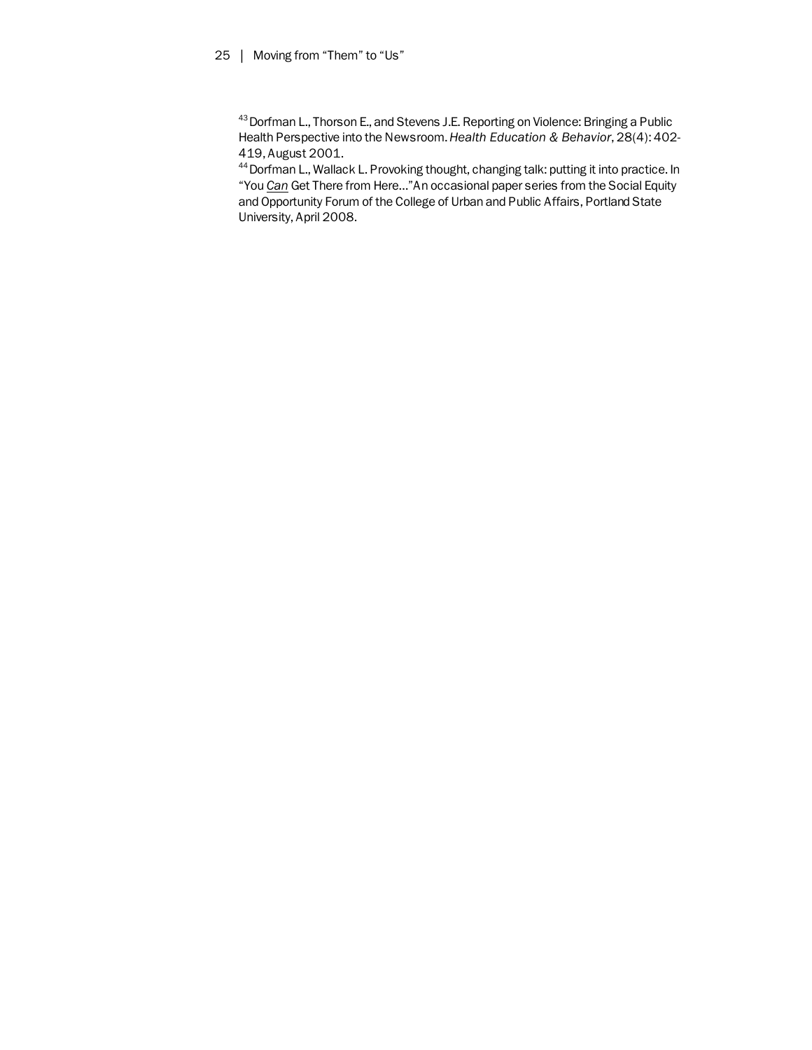[43] Dorfman L., Thorson E., and Stevens J.E. Reporting on Violence: Bringing a Public Health Perspective into the Newsroom. *Health Education & Behavior*, 28(4): 402-419, August 2001.

[44] Dorfman L., Wallack L. Provoking thought, changing talk: putting it into practice. In "You *Can* Get There from Here…"An occasional paper series from the Social Equity and Opportunity Forum of the College of Urban and Public Affairs, Portland State University, April 2008.